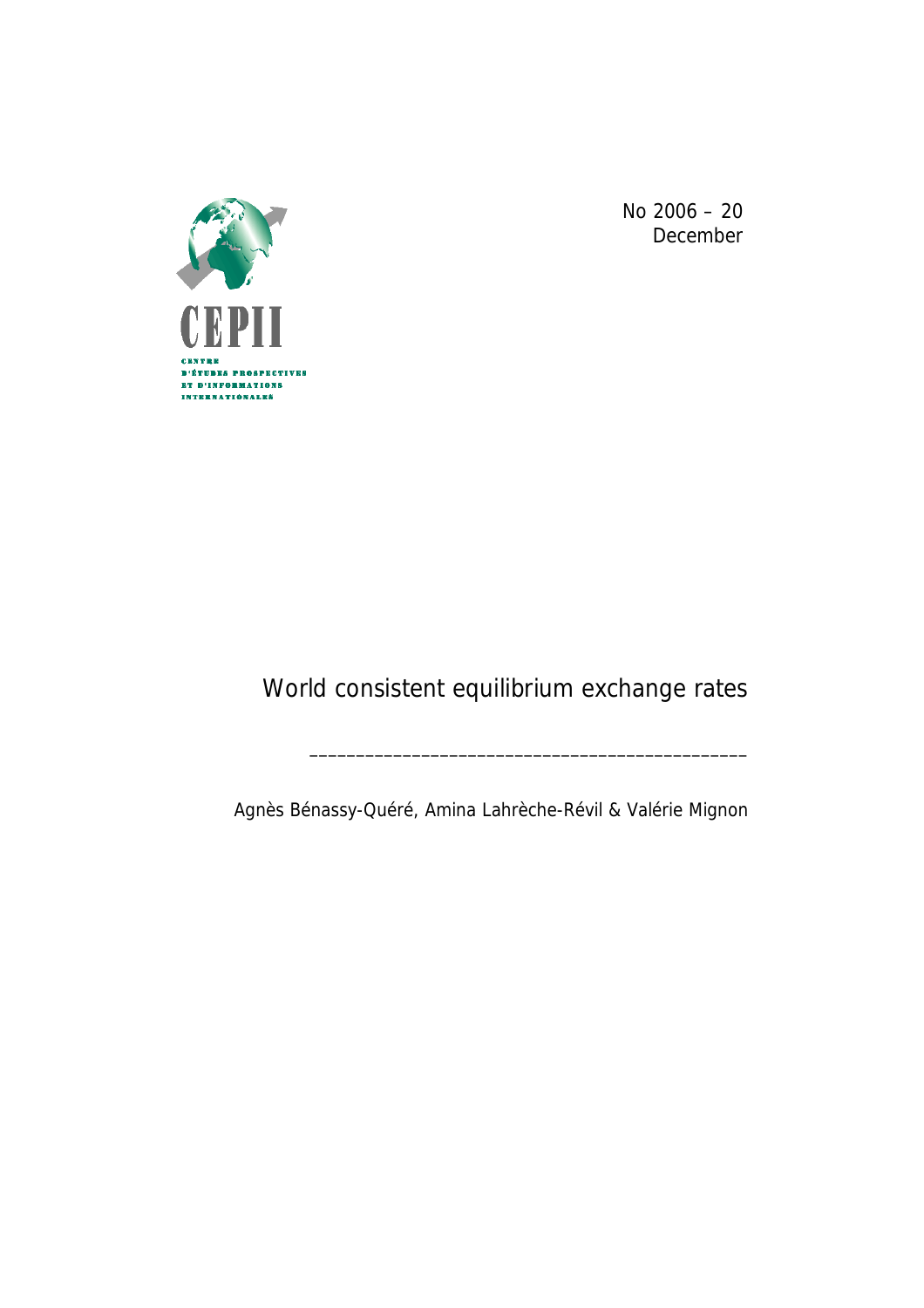CEPII

CENTRE D'ÉTUDES PROSPECTIVES ET D'INFORMATIONS INTERNATIONALES

No 2006 – 20
December

# World consistent equilibrium exchange rates

---

Agnès Bénassy-Quéré, Amina Lahrèche-Révil & Valérie Mignon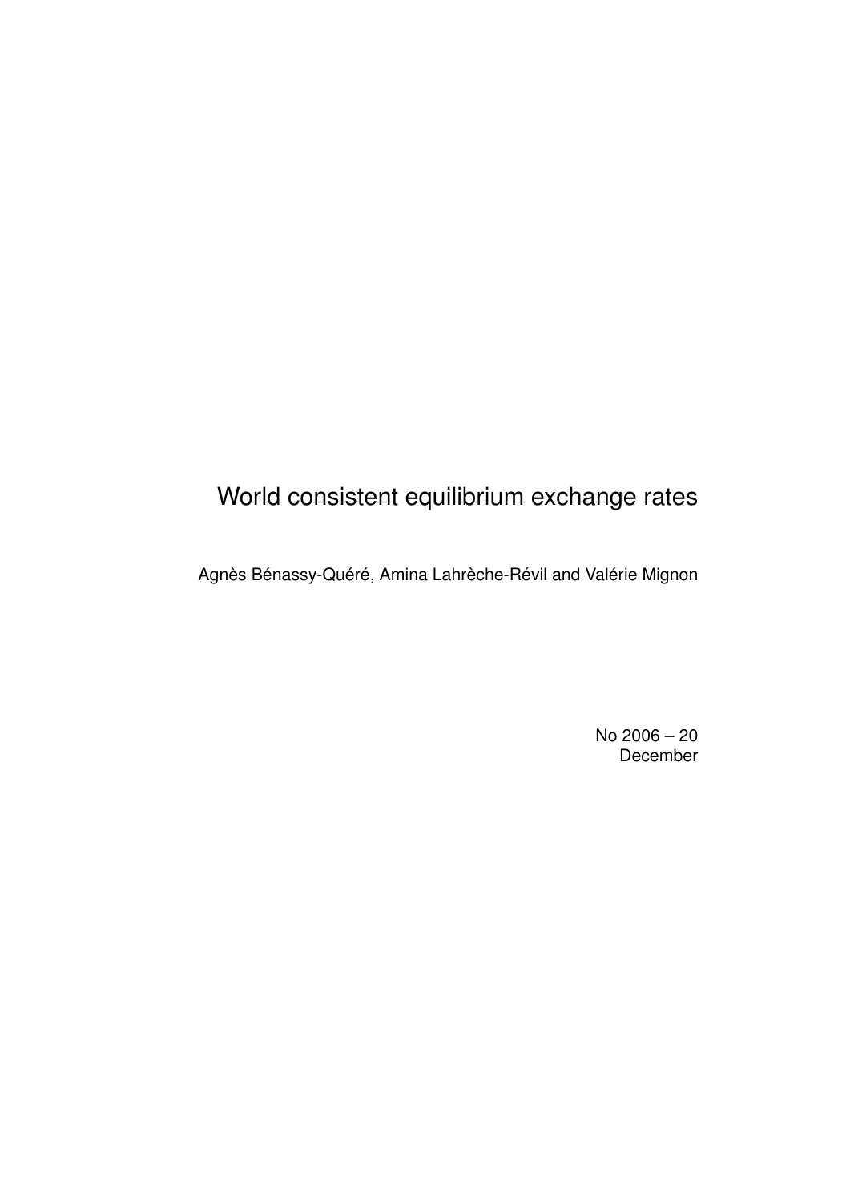# World consistent equilibrium exchange rates

Agnès Bénassy-Quéré, Amina Lahrèche-Révil and Valérie Mignon

No 2006 – 20
December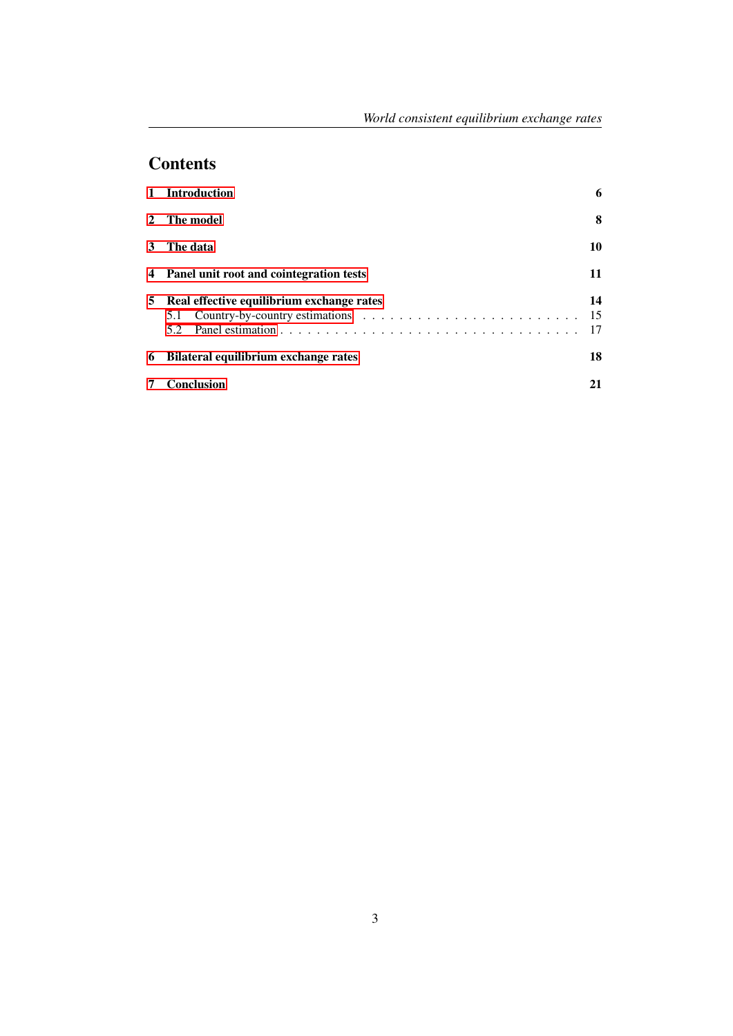## Contents

1 **Introduction** **6**

2 **The model** **8**

3 **The data** **10**

4 **Panel unit root and cointegration tests** **11**

5 **Real effective equilibrium exchange rates** **14**
   - 5.1 Country-by-country estimations . . . . . . . . . . . . . . . . . . . . . . . . 15
   - 5.2 Panel estimation . . . . . . . . . . . . . . . . . . . . . . . . . . . . . . . . . 17

6 **Bilateral equilibrium exchange rates** **18**

7 **Conclusion** **21**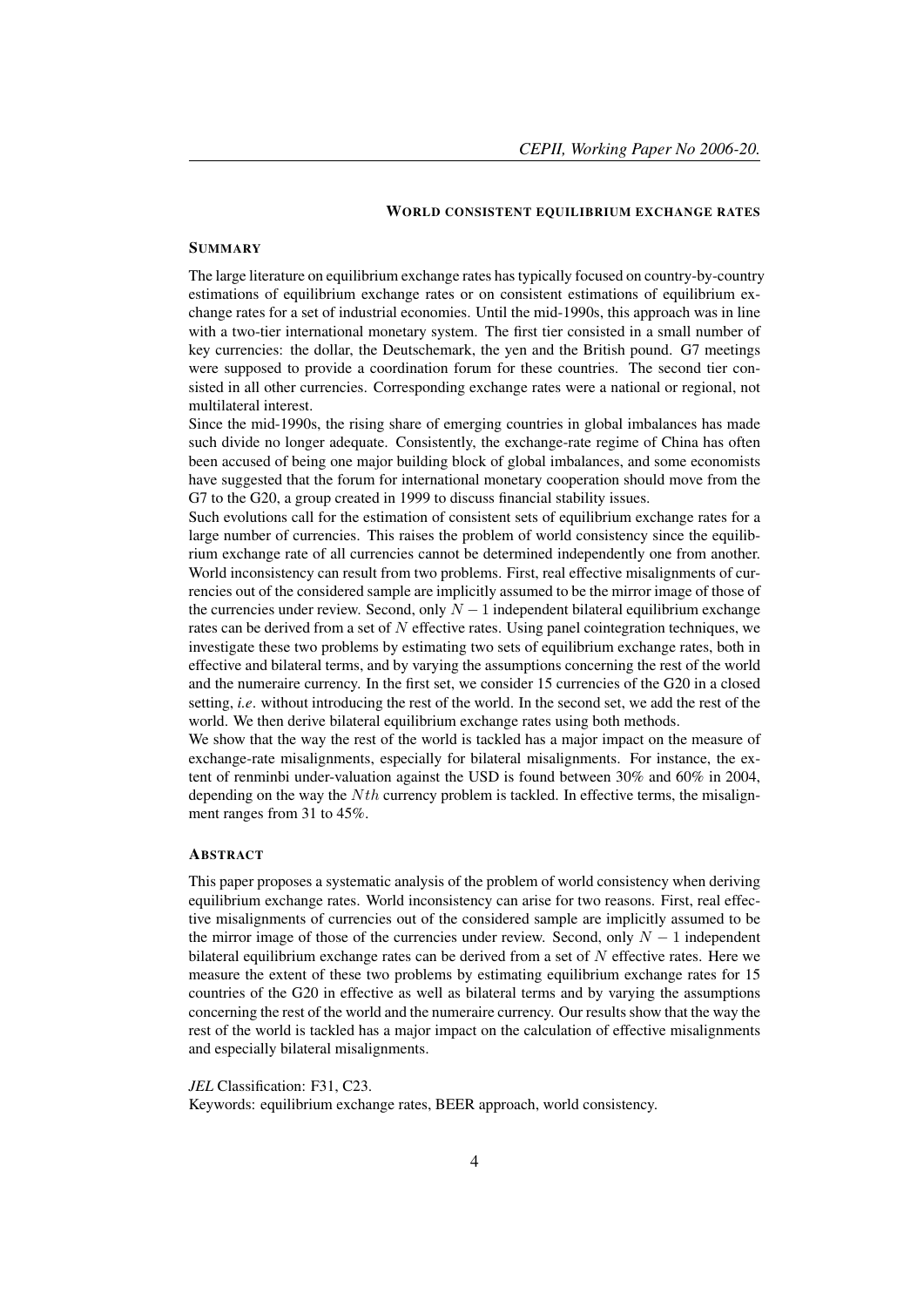# WORLD CONSISTENT EQUILIBRIUM EXCHANGE RATES

## SUMMARY

The large literature on equilibrium exchange rates has typically focused on country-by-country estimations of equilibrium exchange rates or on consistent estimations of equilibrium exchange rates for a set of industrial economies. Until the mid-1990s, this approach was in line with a two-tier international monetary system. The first tier consisted in a small number of key currencies: the dollar, the Deutschemark, the yen and the British pound. G7 meetings were supposed to provide a coordination forum for these countries. The second tier consisted in all other currencies. Corresponding exchange rates were a national or regional, not multilateral interest.

Since the mid-1990s, the rising share of emerging countries in global imbalances has made such divide no longer adequate. Consistently, the exchange-rate regime of China has often been accused of being one major building block of global imbalances, and some economists have suggested that the forum for international monetary cooperation should move from the G7 to the G20, a group created in 1999 to discuss financial stability issues.

Such evolutions call for the estimation of consistent sets of equilibrium exchange rates for a large number of currencies. This raises the problem of world consistency since the equilibrium exchange rate of all currencies cannot be determined independently one from another. World inconsistency can result from two problems. First, real effective misalignments of currencies out of the considered sample are implicitly assumed to be the mirror image of those of the currencies under review. Second, only $N-1$ independent bilateral equilibrium exchange rates can be derived from a set of $N$ effective rates. Using panel cointegration techniques, we investigate these two problems by estimating two sets of equilibrium exchange rates, both in effective and bilateral terms, and by varying the assumptions concerning the rest of the world and the numeraire currency. In the first set, we consider 15 currencies of the G20 in a closed setting, *i.e*. without introducing the rest of the world. In the second set, we add the rest of the world. We then derive bilateral equilibrium exchange rates using both methods.

We show that the way the rest of the world is tackled has a major impact on the measure of exchange-rate misalignments, especially for bilateral misalignments. For instance, the extent of renminbi under-valuation against the USD is found between 30% and 60% in 2004, depending on the way the $Nth$ currency problem is tackled. In effective terms, the misalignment ranges from 31 to 45%.

## ABSTRACT

This paper proposes a systematic analysis of the problem of world consistency when deriving equilibrium exchange rates. World inconsistency can arise for two reasons. First, real effective misalignments of currencies out of the considered sample are implicitly assumed to be the mirror image of those of the currencies under review. Second, only $N-1$ independent bilateral equilibrium exchange rates can be derived from a set of $N$ effective rates. Here we measure the extent of these two problems by estimating equilibrium exchange rates for 15 countries of the G20 in effective as well as bilateral terms and by varying the assumptions concerning the rest of the world and the numeraire currency. Our results show that the way the rest of the world is tackled has a major impact on the calculation of effective misalignments and especially bilateral misalignments.

*JEL* Classification: F31, C23.

Keywords: equilibrium exchange rates, BEER approach, world consistency.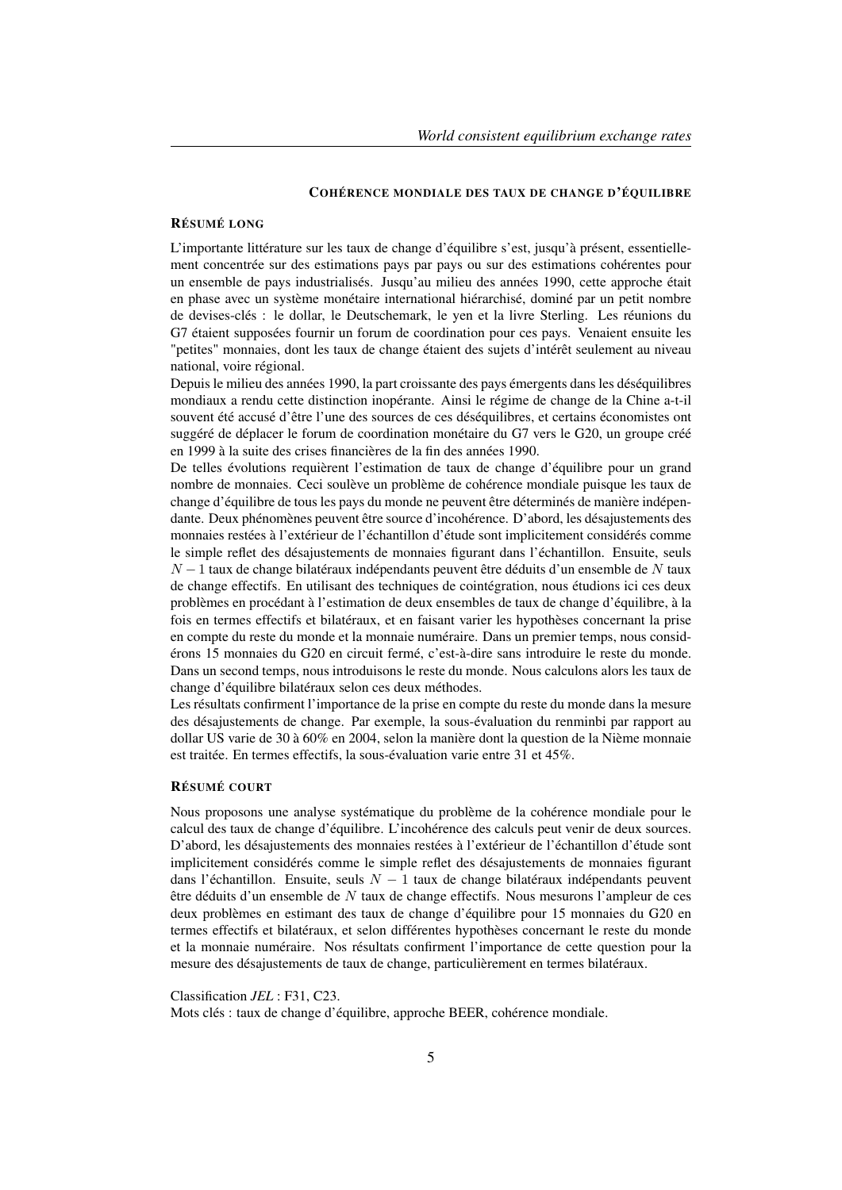## COHÉRENCE MONDIALE DES TAUX DE CHANGE D'ÉQUILIBRE

### RÉSUMÉ LONG

L'importante littérature sur les taux de change d'équilibre s'est, jusqu'à présent, essentiellement concentrée sur des estimations pays par pays ou sur des estimations cohérentes pour un ensemble de pays industrialisés. Jusqu'au milieu des années 1990, cette approche était en phase avec un système monétaire international hiérarchisé, dominé par un petit nombre de devises-clés : le dollar, le Deutschemark, le yen et la livre Sterling. Les réunions du G7 étaient supposées fournir un forum de coordination pour ces pays. Venaient ensuite les "petites" monnaies, dont les taux de change étaient des sujets d'intérêt seulement au niveau national, voire régional.

Depuis le milieu des années 1990, la part croissante des pays émergents dans les déséquilibres mondiaux a rendu cette distinction inopérante. Ainsi le régime de change de la Chine a-t-il souvent été accusé d'être l'une des sources de ces déséquilibres, et certains économistes ont suggéré de déplacer le forum de coordination monétaire du G7 vers le G20, un groupe créé en 1999 à la suite des crises financières de la fin des années 1990.

De telles évolutions requièrent l'estimation de taux de change d'équilibre pour un grand nombre de monnaies. Ceci soulève un problème de cohérence mondiale puisque les taux de change d'équilibre de tous les pays du monde ne peuvent être déterminés de manière indépendante. Deux phénomènes peuvent être source d'incohérence. D'abord, les désajustements des monnaies restées à l'extérieur de l'échantillon d'étude sont implicitement considérés comme le simple reflet des désajustements de monnaies figurant dans l'échantillon. Ensuite, seuls $N-1$ taux de change bilatéraux indépendants peuvent être déduits d'un ensemble de $N$ taux de change effectifs. En utilisant des techniques de cointégration, nous étudions ici ces deux problèmes en procédant à l'estimation de deux ensembles de taux de change d'équilibre, à la fois en termes effectifs et bilatéraux, et en faisant varier les hypothèses concernant la prise en compte du reste du monde et la monnaie numéraire. Dans un premier temps, nous considérons 15 monnaies du G20 en circuit fermé, c'est-à-dire sans introduire le reste du monde. Dans un second temps, nous introduisons le reste du monde. Nous calculons alors les taux de change d'équilibre bilatéraux selon ces deux méthodes.

Les résultats confirment l'importance de la prise en compte du reste du monde dans la mesure des désajustements de change. Par exemple, la sous-évaluation du renminbi par rapport au dollar US varie de 30 à 60% en 2004, selon la manière dont la question de la Nième monnaie est traitée. En termes effectifs, la sous-évaluation varie entre 31 et 45%.

### RÉSUMÉ COURT

Nous proposons une analyse systématique du problème de la cohérence mondiale pour le calcul des taux de change d'équilibre. L'incohérence des calculs peut venir de deux sources. D'abord, les désajustements des monnaies restées à l'extérieur de l'échantillon d'étude sont implicitement considérés comme le simple reflet des désajustements de monnaies figurant dans l'échantillon. Ensuite, seuls $N-1$ taux de change bilatéraux indépendants peuvent être déduits d'un ensemble de $N$ taux de change effectifs. Nous mesurons l'ampleur de ces deux problèmes en estimant des taux de change d'équilibre pour 15 monnaies du G20 en termes effectifs et bilatéraux, et selon différentes hypothèses concernant le reste du monde et la monnaie numéraire. Nos résultats confirment l'importance de cette question pour la mesure des désajustements de taux de change, particulièrement en termes bilatéraux.

Classification *JEL* : F31, C23.
Mots clés : taux de change d'équilibre, approche BEER, cohérence mondiale.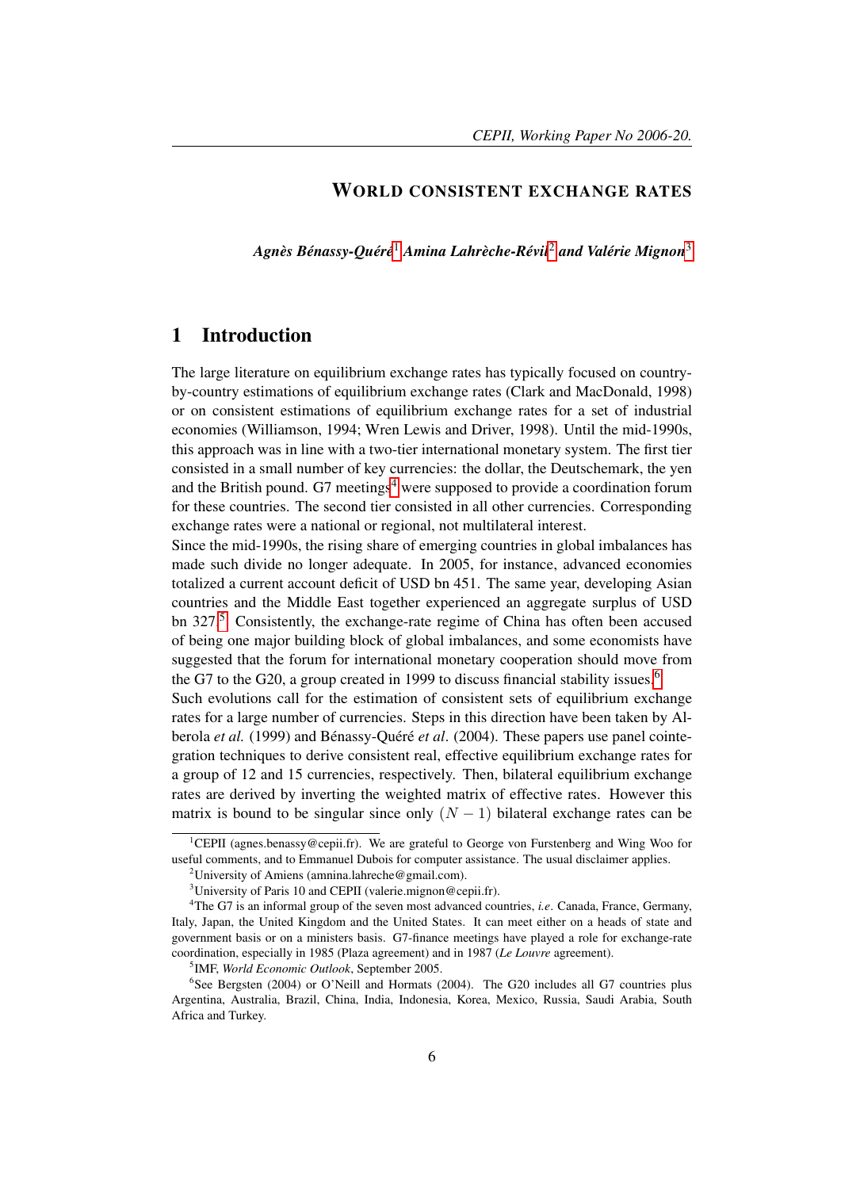## WORLD CONSISTENT EXCHANGE RATES

***Agnès Bénassy-Quéré*[1] *Amina Lahrèche-Révil*[2] *and Valérie Mignon*[3]**

# 1 Introduction

The large literature on equilibrium exchange rates has typically focused on country-by-country estimations of equilibrium exchange rates (Clark and MacDonald, 1998) or on consistent estimations of equilibrium exchange rates for a set of industrial economies (Williamson, 1994; Wren Lewis and Driver, 1998). Until the mid-1990s, this approach was in line with a two-tier international monetary system. The first tier consisted in a small number of key currencies: the dollar, the Deutschemark, the yen and the British pound. G7 meetings[4] were supposed to provide a coordination forum for these countries. The second tier consisted in all other currencies. Corresponding exchange rates were a national or regional, not multilateral interest.

Since the mid-1990s, the rising share of emerging countries in global imbalances has made such divide no longer adequate. In 2005, for instance, advanced economies totalized a current account deficit of USD bn 451. The same year, developing Asian countries and the Middle East together experienced an aggregate surplus of USD bn 327.[5] Consistently, the exchange-rate regime of China has often been accused of being one major building block of global imbalances, and some economists have suggested that the forum for international monetary cooperation should move from the G7 to the G20, a group created in 1999 to discuss financial stability issues.[6]

Such evolutions call for the estimation of consistent sets of equilibrium exchange rates for a large number of currencies. Steps in this direction have been taken by Alberola *et al.* (1999) and Bénassy-Quéré *et al*. (2004). These papers use panel cointegration techniques to derive consistent real, effective equilibrium exchange rates for a group of 12 and 15 currencies, respectively. Then, bilateral equilibrium exchange rates are derived by inverting the weighted matrix of effective rates. However this matrix is bound to be singular since only $(N-1)$ bilateral exchange rates can be

---

[1] CEPII (agnes.benassy@cepii.fr). We are grateful to George von Furstenberg and Wing Woo for useful comments, and to Emmanuel Dubois for computer assistance. The usual disclaimer applies.

[2] University of Amiens (amnina.lahreche@gmail.com).

[3] University of Paris 10 and CEPII (valerie.mignon@cepii.fr).

[4] The G7 is an informal group of the seven most advanced countries, *i.e*. Canada, France, Germany, Italy, Japan, the United Kingdom and the United States. It can meet either on a heads of state and government basis or on a ministers basis. G7-finance meetings have played a role for exchange-rate coordination, especially in 1985 (Plaza agreement) and in 1987 (*Le Louvre* agreement).

[5] IMF, *World Economic Outlook*, September 2005.

[6] See Bergsten (2004) or O'Neill and Hormats (2004). The G20 includes all G7 countries plus Argentina, Australia, Brazil, China, India, Indonesia, Korea, Mexico, Russia, Saudi Arabia, South Africa and Turkey.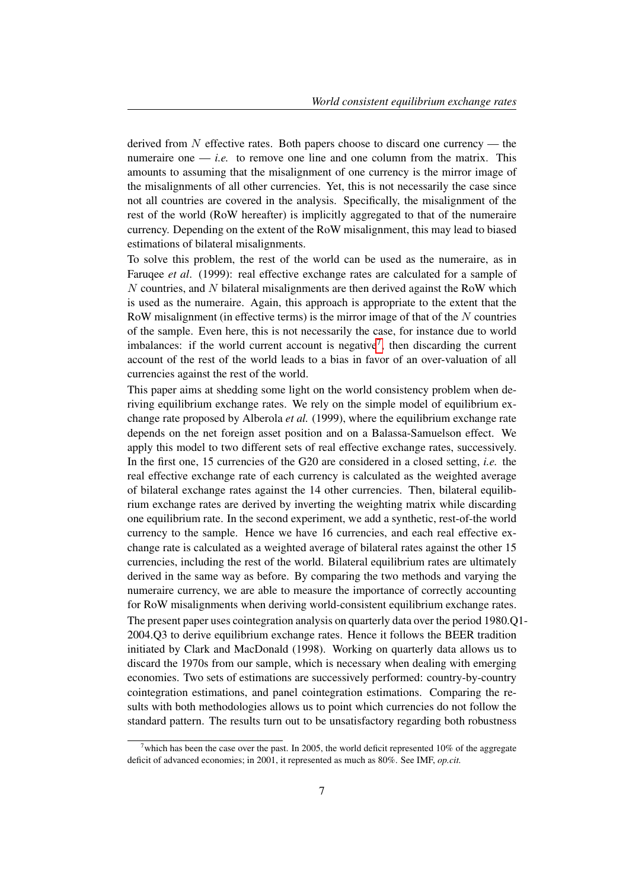derived from $N$ effective rates. Both papers choose to discard one currency — the numeraire one — *i.e.* to remove one line and one column from the matrix. This amounts to assuming that the misalignment of one currency is the mirror image of the misalignments of all other currencies. Yet, this is not necessarily the case since not all countries are covered in the analysis. Specifically, the misalignment of the rest of the world (RoW hereafter) is implicitly aggregated to that of the numeraire currency. Depending on the extent of the RoW misalignment, this may lead to biased estimations of bilateral misalignments.

To solve this problem, the rest of the world can be used as the numeraire, as in Faruqee *et al*. (1999): real effective exchange rates are calculated for a sample of $N$ countries, and $N$ bilateral misalignments are then derived against the RoW which is used as the numeraire. Again, this approach is appropriate to the extent that the RoW misalignment (in effective terms) is the mirror image of that of the $N$ countries of the sample. Even here, this is not necessarily the case, for instance due to world imbalances: if the world current account is negative[7], then discarding the current account of the rest of the world leads to a bias in favor of an over-valuation of all currencies against the rest of the world.

This paper aims at shedding some light on the world consistency problem when deriving equilibrium exchange rates. We rely on the simple model of equilibrium exchange rate proposed by Alberola *et al.* (1999), where the equilibrium exchange rate depends on the net foreign asset position and on a Balassa-Samuelson effect. We apply this model to two different sets of real effective exchange rates, successively. In the first one, 15 currencies of the G20 are considered in a closed setting, *i.e.* the real effective exchange rate of each currency is calculated as the weighted average of bilateral exchange rates against the 14 other currencies. Then, bilateral equilibrium exchange rates are derived by inverting the weighting matrix while discarding one equilibrium rate. In the second experiment, we add a synthetic, rest-of-the world currency to the sample. Hence we have 16 currencies, and each real effective exchange rate is calculated as a weighted average of bilateral rates against the other 15 currencies, including the rest of the world. Bilateral equilibrium rates are ultimately derived in the same way as before. By comparing the two methods and varying the numeraire currency, we are able to measure the importance of correctly accounting for RoW misalignments when deriving world-consistent equilibrium exchange rates.

The present paper uses cointegration analysis on quarterly data over the period 1980.Q1-2004.Q3 to derive equilibrium exchange rates. Hence it follows the BEER tradition initiated by Clark and MacDonald (1998). Working on quarterly data allows us to discard the 1970s from our sample, which is necessary when dealing with emerging economies. Two sets of estimations are successively performed: country-by-country cointegration estimations, and panel cointegration estimations. Comparing the results with both methodologies allows us to point which currencies do not follow the standard pattern. The results turn out to be unsatisfactory regarding both robustness

[7] which has been the case over the past. In 2005, the world deficit represented 10% of the aggregate deficit of advanced economies; in 2001, it represented as much as 80%. See IMF, *op.cit.*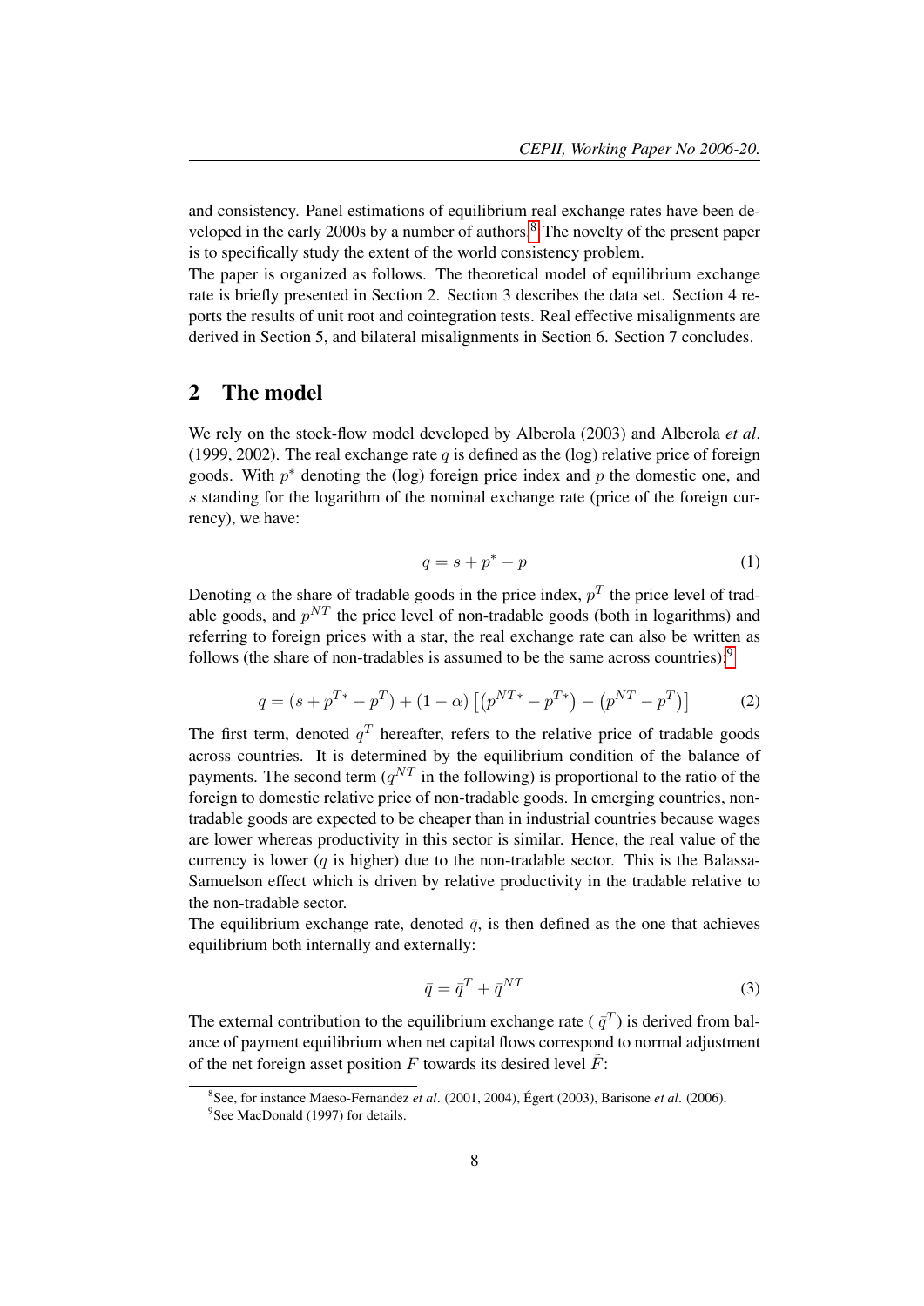and consistency. Panel estimations of equilibrium real exchange rates have been developed in the early 2000s by a number of authors.[8] The novelty of the present paper is to specifically study the extent of the world consistency problem.

The paper is organized as follows. The theoretical model of equilibrium exchange rate is briefly presented in Section 2. Section 3 describes the data set. Section 4 reports the results of unit root and cointegration tests. Real effective misalignments are derived in Section 5, and bilateral misalignments in Section 6. Section 7 concludes.

## 2 The model

We rely on the stock-flow model developed by Alberola (2003) and Alberola *et al*. (1999, 2002). The real exchange rate $q$ is defined as the (log) relative price of foreign goods. With $p^*$ denoting the (log) foreign price index and $p$ the domestic one, and $s$ standing for the logarithm of the nominal exchange rate (price of the foreign currency), we have:

$$q = s + p^* - p \tag{1}$$

Denoting $\alpha$ the share of tradable goods in the price index, $p^T$ the price level of tradable goods, and $p^{NT}$ the price level of non-tradable goods (both in logarithms) and referring to foreign prices with a star, the real exchange rate can also be written as follows (the share of non-tradables is assumed to be the same across countries):[9]

$$q = (s + p^{T*} - p^T) + (1 - \alpha) \left[ \left( p^{NT*} - p^{T*} \right) - \left( p^{NT} - p^T \right) \right] \tag{2}$$

The first term, denoted $q^T$ hereafter, refers to the relative price of tradable goods across countries. It is determined by the equilibrium condition of the balance of payments. The second term ($q^{NT}$ in the following) is proportional to the ratio of the foreign to domestic relative price of non-tradable goods. In emerging countries, non-tradable goods are expected to be cheaper than in industrial countries because wages are lower whereas productivity in this sector is similar. Hence, the real value of the currency is lower ($q$ is higher) due to the non-tradable sector. This is the Balassa-Samuelson effect which is driven by relative productivity in the tradable relative to the non-tradable sector.

The equilibrium exchange rate, denoted $\bar{q}$, is then defined as the one that achieves equilibrium both internally and externally:

$$\bar{q} = \bar{q}^T + \bar{q}^{NT} \tag{3}$$

The external contribution to the equilibrium exchange rate ( $\bar{q}^T$) is derived from balance of payment equilibrium when net capital flows correspond to normal adjustment of the net foreign asset position $F$ towards its desired level $\tilde{F}$:

[8] See, for instance Maeso-Fernandez *et al*. (2001, 2004), Égert (2003), Barisone *et al*. (2006).

[9] See MacDonald (1997) for details.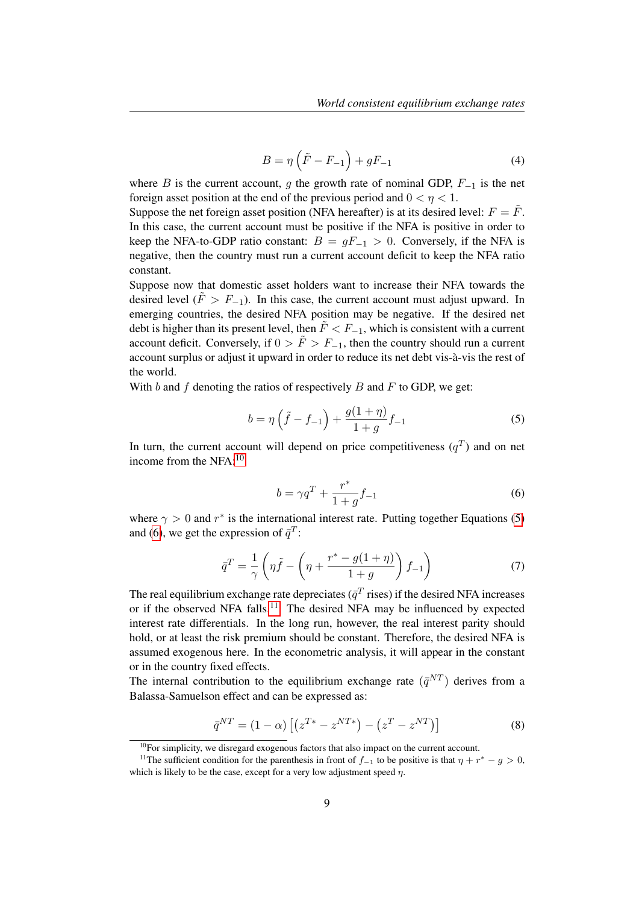$$B = \eta \left( \tilde{F} - F_{-1} \right) + gF_{-1} \tag{4}$$

where $B$ is the current account, $g$ the growth rate of nominal GDP, $F_{-1}$ is the net foreign asset position at the end of the previous period and $0 < \eta < 1$.

Suppose the net foreign asset position (NFA hereafter) is at its desired level: $F = \tilde{F}$. In this case, the current account must be positive if the NFA is positive in order to keep the NFA-to-GDP ratio constant: $B = gF_{-1} > 0$. Conversely, if the NFA is negative, then the country must run a current account deficit to keep the NFA ratio constant.

Suppose now that domestic asset holders want to increase their NFA towards the desired level ($\tilde{F} > F_{-1}$). In this case, the current account must adjust upward. In emerging countries, the desired NFA position may be negative. If the desired net debt is higher than its present level, then $\tilde{F} < F_{-1}$, which is consistent with a current account deficit. Conversely, if $0 > \tilde{F} > F_{-1}$, then the country should run a current account surplus or adjust it upward in order to reduce its net debt vis-à-vis the rest of the world.

With $b$ and $f$ denoting the ratios of respectively $B$ and $F$ to GDP, we get:

$$b = \eta \left( \tilde{f} - f_{-1} \right) + \frac{g(1+\eta)}{1+g} f_{-1} \tag{5}$$

In turn, the current account will depend on price competitiveness ($q^T$) and on net income from the NFA:[10]

$$b = \gamma q^T + \frac{r^*}{1+g} f_{-1} \tag{6}$$

where $\gamma > 0$ and $r^*$ is the international interest rate. Putting together Equations (5) and (6), we get the expression of $\bar{q}^T$:

$$\bar{q}^T = \frac{1}{\gamma} \left( \eta \tilde{f} - \left( \eta + \frac{r^* - g(1+\eta)}{1+g} \right) f_{-1} \right) \tag{7}$$

The real equilibrium exchange rate depreciates ($\bar{q}^T$ rises) if the desired NFA increases or if the observed NFA falls.[11] The desired NFA may be influenced by expected interest rate differentials. In the long run, however, the real interest parity should hold, or at least the risk premium should be constant. Therefore, the desired NFA is assumed exogenous here. In the econometric analysis, it will appear in the constant or in the country fixed effects.

The internal contribution to the equilibrium exchange rate ($\bar{q}^{NT}$) derives from a Balassa-Samuelson effect and can be expressed as:

$$\bar{q}^{NT} = (1-\alpha) \left[ \left( z^{T*} - z^{NT*} \right) - \left( z^T - z^{NT} \right) \right] \tag{8}$$

[10] For simplicity, we disregard exogenous factors that also impact on the current account.

[11] The sufficient condition for the parenthesis in front of $f_{-1}$ to be positive is that $\eta + r^* - g > 0$, which is likely to be the case, except for a very low adjustment speed $\eta$.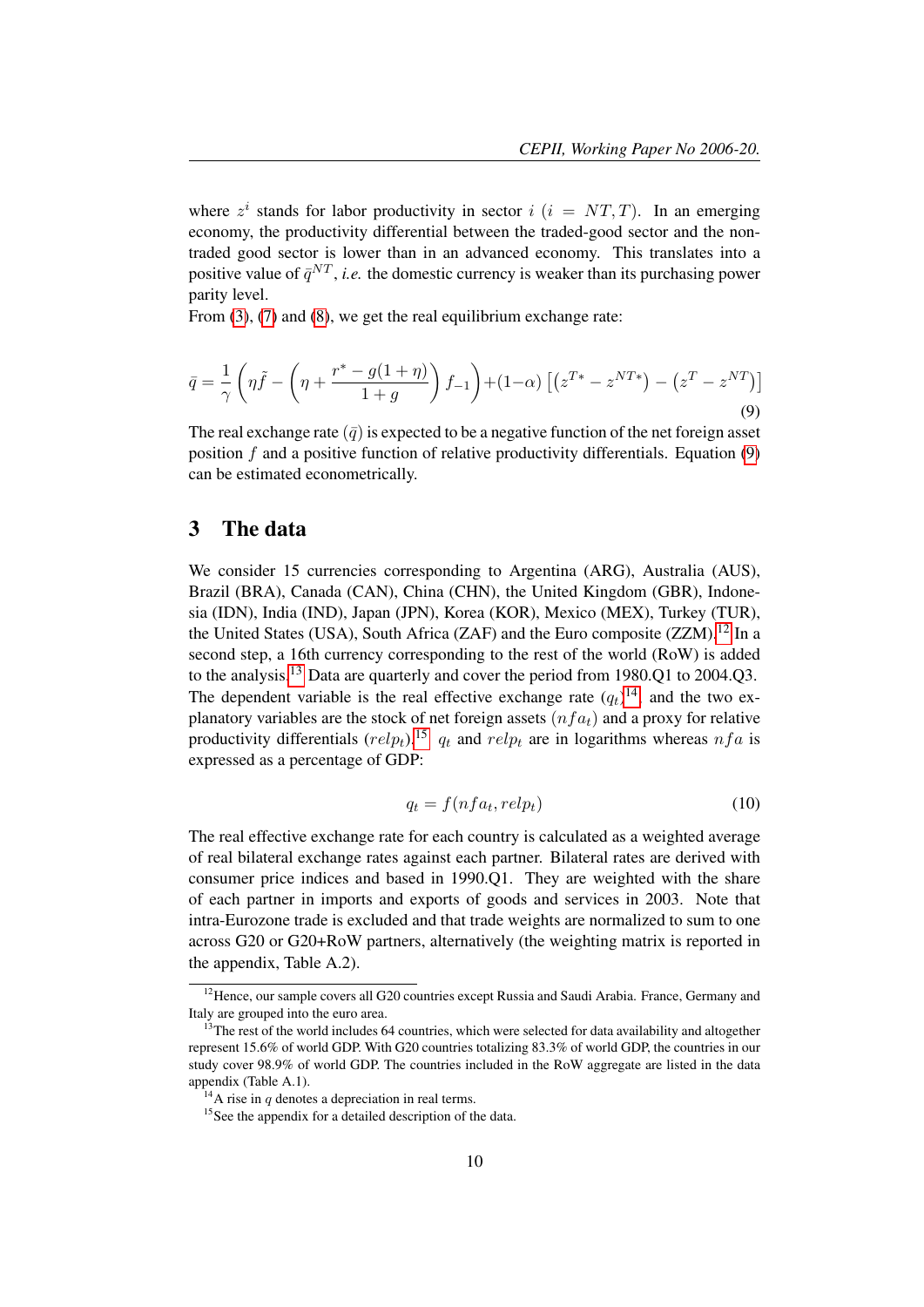where $z^i$ stands for labor productivity in sector $i$ ($i = NT, T$). In an emerging economy, the productivity differential between the traded-good sector and the non-traded good sector is lower than in an advanced economy. This translates into a positive value of $\bar{q}^{NT}$, *i.e.* the domestic currency is weaker than its purchasing power parity level.

From (3), (7) and (8), we get the real equilibrium exchange rate:

$$\bar{q} = \frac{1}{\gamma}\left(\eta\tilde{f} - \left(\eta + \frac{r^* - g(1+\eta)}{1+g}\right) f_{-1}\right) + (1-\alpha)\left[\left(z^{T*} - z^{NT*}\right) - \left(z^T - z^{NT}\right)\right] \tag{9}$$

The real exchange rate ($\bar{q}$) is expected to be a negative function of the net foreign asset position $f$ and a positive function of relative productivity differentials. Equation (9) can be estimated econometrically.

## 3 The data

We consider 15 currencies corresponding to Argentina (ARG), Australia (AUS), Brazil (BRA), Canada (CAN), China (CHN), the United Kingdom (GBR), Indonesia (IDN), India (IND), Japan (JPN), Korea (KOR), Mexico (MEX), Turkey (TUR), the United States (USA), South Africa (ZAF) and the Euro composite (ZZM).[12] In a second step, a 16th currency corresponding to the rest of the world (RoW) is added to the analysis.[13] Data are quarterly and cover the period from 1980.Q1 to 2004.Q3. The dependent variable is the real effective exchange rate ($q_t$)[14], and the two explanatory variables are the stock of net foreign assets ($nfa_t$) and a proxy for relative productivity differentials ($relp_t$).[15] $q_t$ and $relp_t$ are in logarithms whereas $nfa$ is expressed as a percentage of GDP:

$$q_t = f(nfa_t, relp_t) \tag{10}$$

The real effective exchange rate for each country is calculated as a weighted average of real bilateral exchange rates against each partner. Bilateral rates are derived with consumer price indices and based in 1990.Q1. They are weighted with the share of each partner in imports and exports of goods and services in 2003. Note that intra-Eurozone trade is excluded and that trade weights are normalized to sum to one across G20 or G20+RoW partners, alternatively (the weighting matrix is reported in the appendix, Table A.2).

[12] Hence, our sample covers all G20 countries except Russia and Saudi Arabia. France, Germany and Italy are grouped into the euro area.

[13] The rest of the world includes 64 countries, which were selected for data availability and altogether represent 15.6% of world GDP. With G20 countries totalizing 83.3% of world GDP, the countries in our study cover 98.9% of world GDP. The countries included in the RoW aggregate are listed in the data appendix (Table A.1).

[14] A rise in $q$ denotes a depreciation in real terms.

[15] See the appendix for a detailed description of the data.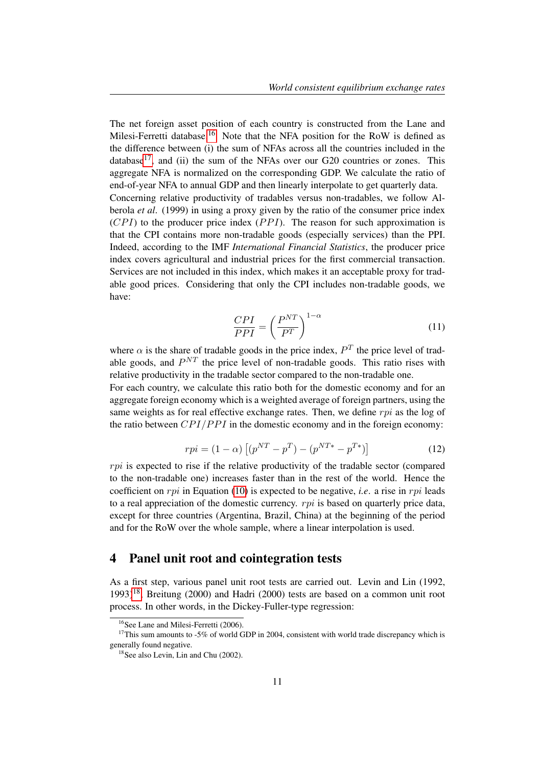The net foreign asset position of each country is constructed from the Lane and Milesi-Ferretti database.[16] Note that the NFA position for the RoW is defined as the difference between (i) the sum of NFAs across all the countries included in the database[17], and (ii) the sum of the NFAs over our G20 countries or zones. This aggregate NFA is normalized on the corresponding GDP. We calculate the ratio of end-of-year NFA to annual GDP and then linearly interpolate to get quarterly data.
Concerning relative productivity of tradables versus non-tradables, we follow Alberola *et al*. (1999) in using a proxy given by the ratio of the consumer price index ($CPI$) to the producer price index ($PPI$). The reason for such approximation is that the CPI contains more non-tradable goods (especially services) than the PPI. Indeed, according to the IMF *International Financial Statistics*, the producer price index covers agricultural and industrial prices for the first commercial transaction. Services are not included in this index, which makes it an acceptable proxy for tradable good prices. Considering that only the CPI includes non-tradable goods, we have:

$$\frac{CPI}{PPI} = \left(\frac{P^{NT}}{P^{T}}\right)^{1-\alpha} \tag{11}$$

where $\alpha$ is the share of tradable goods in the price index, $P^T$ the price level of tradable goods, and $P^{NT}$ the price level of non-tradable goods. This ratio rises with relative productivity in the tradable sector compared to the non-tradable one.
For each country, we calculate this ratio both for the domestic economy and for an aggregate foreign economy which is a weighted average of foreign partners, using the same weights as for real effective exchange rates. Then, we define $rpi$ as the log of the ratio between $CPI/PPI$ in the domestic economy and in the foreign economy:

$$rpi = (1-\alpha)\left[(p^{NT} - p^{T}) - (p^{NT*} - p^{T*})\right] \tag{12}$$

$rpi$ is expected to rise if the relative productivity of the tradable sector (compared to the non-tradable one) increases faster than in the rest of the world. Hence the coefficient on $rpi$ in Equation (10) is expected to be negative, *i.e.* a rise in $rpi$ leads to a real appreciation of the domestic currency. $rpi$ is based on quarterly price data, except for three countries (Argentina, Brazil, China) at the beginning of the period and for the RoW over the whole sample, where a linear interpolation is used.

# 4 Panel unit root and cointegration tests

As a first step, various panel unit root tests are carried out. Levin and Lin (1992, 1993)[18], Breitung (2000) and Hadri (2000) tests are based on a common unit root process. In other words, in the Dickey-Fuller-type regression:

[16] See Lane and Milesi-Ferretti (2006).

[17] This sum amounts to -5% of world GDP in 2004, consistent with world trade discrepancy which is generally found negative.

[18] See also Levin, Lin and Chu (2002).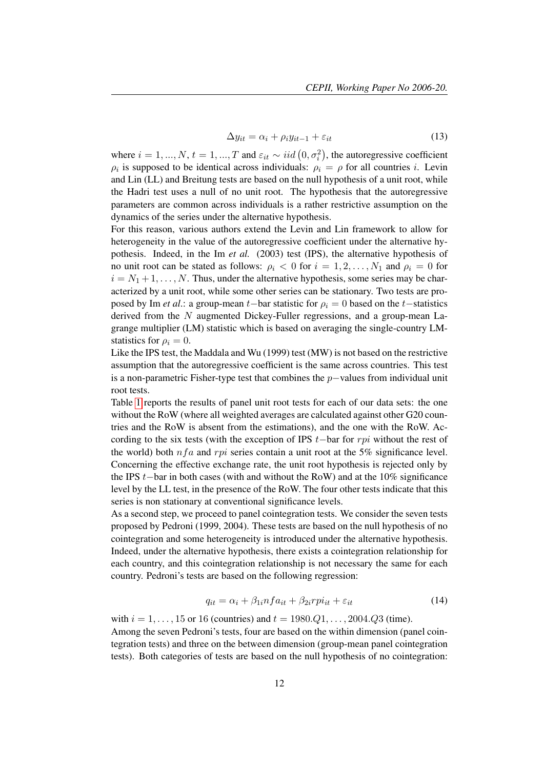$$\Delta y_{it} = \alpha_i + \rho_i y_{it-1} + \varepsilon_{it} \tag{13}$$

where $i = 1, ..., N$, $t = 1, ..., T$ and $\varepsilon_{it} \sim iid\left(0, \sigma_i^2\right)$, the autoregressive coefficient $\rho_i$ is supposed to be identical across individuals: $\rho_i = \rho$ for all countries $i$. Levin and Lin (LL) and Breitung tests are based on the null hypothesis of a unit root, while the Hadri test uses a null of no unit root. The hypothesis that the autoregressive parameters are common across individuals is a rather restrictive assumption on the dynamics of the series under the alternative hypothesis.

For this reason, various authors extend the Levin and Lin framework to allow for heterogeneity in the value of the autoregressive coefficient under the alternative hypothesis. Indeed, in the Im *et al.* (2003) test (IPS), the alternative hypothesis of no unit root can be stated as follows: $\rho_i < 0$ for $i = 1, 2, \ldots, N_1$ and $\rho_i = 0$ for $i = N_1 + 1, \ldots, N$. Thus, under the alternative hypothesis, some series may be characterized by a unit root, while some other series can be stationary. Two tests are proposed by Im *et al.*: a group-mean $t-$bar statistic for $\rho_i = 0$ based on the $t-$statistics derived from the $N$ augmented Dickey-Fuller regressions, and a group-mean Lagrange multiplier (LM) statistic which is based on averaging the single-country LM-statistics for $\rho_i = 0$.

Like the IPS test, the Maddala and Wu (1999) test (MW) is not based on the restrictive assumption that the autoregressive coefficient is the same across countries. This test is a non-parametric Fisher-type test that combines the $p-$values from individual unit root tests.

Table 1 reports the results of panel unit root tests for each of our data sets: the one without the RoW (where all weighted averages are calculated against other G20 countries and the RoW is absent from the estimations), and the one with the RoW. According to the six tests (with the exception of IPS $t-$bar for $rpi$ without the rest of the world) both $nfa$ and $rpi$ series contain a unit root at the 5% significance level. Concerning the effective exchange rate, the unit root hypothesis is rejected only by the IPS $t-$bar in both cases (with and without the RoW) and at the 10% significance level by the LL test, in the presence of the RoW. The four other tests indicate that this series is non stationary at conventional significance levels.

As a second step, we proceed to panel cointegration tests. We consider the seven tests proposed by Pedroni (1999, 2004). These tests are based on the null hypothesis of no cointegration and some heterogeneity is introduced under the alternative hypothesis. Indeed, under the alternative hypothesis, there exists a cointegration relationship for each country, and this cointegration relationship is not necessary the same for each country. Pedroni's tests are based on the following regression:

$$q_{it} = \alpha_i + \beta_{1i} nfa_{it} + \beta_{2i} rpi_{it} + \varepsilon_{it} \tag{14}$$

with $i = 1, \ldots, 15$ or 16 (countries) and $t = 1980.Q1, \ldots, 2004.Q3$ (time).

Among the seven Pedroni's tests, four are based on the within dimension (panel cointegration tests) and three on the between dimension (group-mean panel cointegration tests). Both categories of tests are based on the null hypothesis of no cointegration: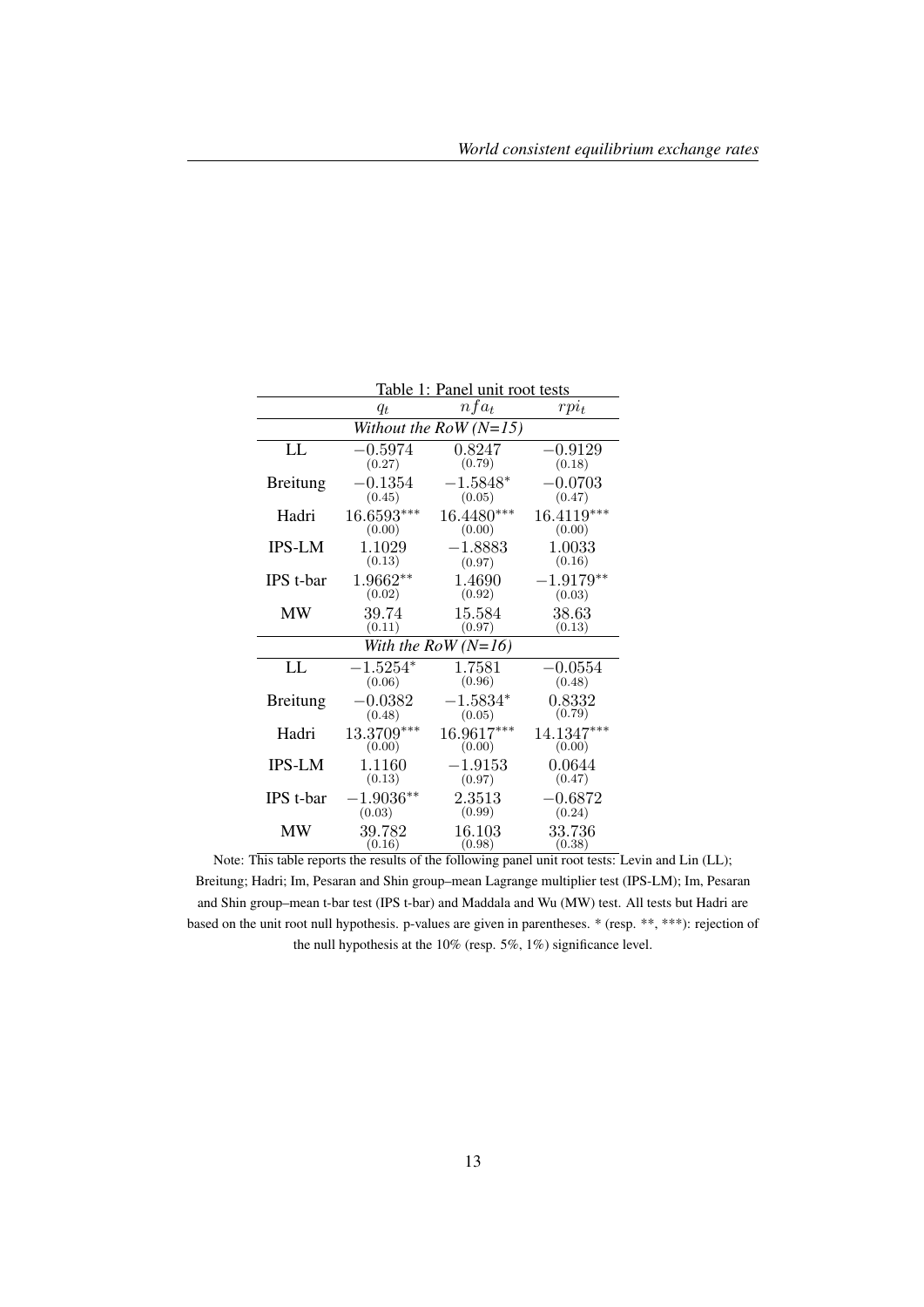Table 1: Panel unit root tests

| | $q_t$ | $nfa_t$ | $rpi_t$ |
|---|---|---|---|
| *Without the RoW (N=15)* | | | |
| LL | $-0.5974$ (0.27) | $0.8247$ (0.79) | $-0.9129$ (0.18) |
| Breitung | $-0.1354$ (0.45) | $-1.5848^{*}$ (0.05) | $-0.0703$ (0.47) |
| Hadri | $16.6593^{***}$ (0.00) | $16.4480^{***}$ (0.00) | $16.4119^{***}$ (0.00) |
| IPS-LM | $1.1029$ (0.13) | $-1.8883$ (0.97) | $1.0033$ (0.16) |
| IPS t-bar | $1.9662^{**}$ (0.02) | $1.4690$ (0.92) | $-1.9179^{**}$ (0.03) |
| MW | $39.74$ (0.11) | $15.584$ (0.97) | $38.63$ (0.13) |
| *With the RoW (N=16)* | | | |
| LL | $-1.5254^{*}$ (0.06) | $1.7581$ (0.96) | $-0.0554$ (0.48) |
| Breitung | $-0.0382$ (0.48) | $-1.5834^{*}$ (0.05) | $0.8332$ (0.79) |
| Hadri | $13.3709^{***}$ (0.00) | $16.9617^{***}$ (0.00) | $14.1347^{***}$ (0.00) |
| IPS-LM | $1.1160$ (0.13) | $-1.9153$ (0.97) | $0.0644$ (0.47) |
| IPS t-bar | $-1.9036^{**}$ (0.03) | $2.3513$ (0.99) | $-0.6872$ (0.24) |
| MW | $39.782$ (0.16) | $16.103$ (0.98) | $33.736$ (0.38) |

Note: This table reports the results of the following panel unit root tests: Levin and Lin (LL); Breitung; Hadri; Im, Pesaran and Shin group–mean Lagrange multiplier test (IPS-LM); Im, Pesaran and Shin group–mean t-bar test (IPS t-bar) and Maddala and Wu (MW) test. All tests but Hadri are based on the unit root null hypothesis. p-values are given in parentheses. * (resp. **, ***): rejection of the null hypothesis at the 10% (resp. 5%, 1%) significance level.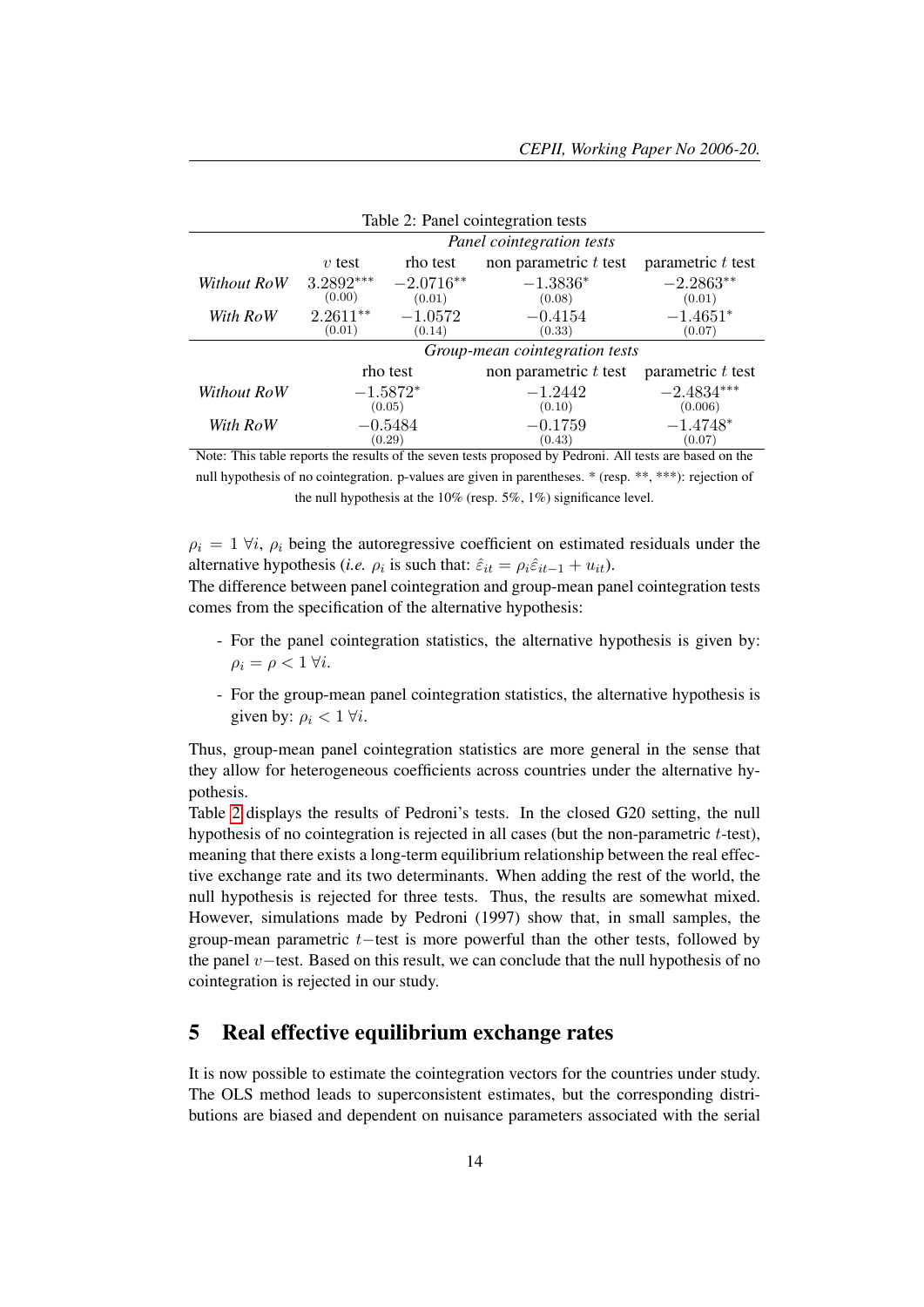Table 2: Panel cointegration tests

| | *Panel cointegration tests* | | | |
|---|---|---|---|---|
| | $v$ test | rho test | non parametric $t$ test | parametric $t$ test |
| *Without RoW* | $3.2892^{***}$ (0.00) | $-2.0716^{**}$ (0.01) | $-1.3836^{*}$ (0.08) | $-2.2863^{**}$ (0.01) |
| *With RoW* | $2.2611^{**}$ (0.01) | $-1.0572$ (0.14) | $-0.4154$ (0.33) | $-1.4651^{*}$ (0.07) |
| | *Group-mean cointegration tests* | | | |
| | rho test | | non parametric $t$ test | parametric $t$ test |
| *Without RoW* | $-1.5872^{*}$ (0.05) | | $-1.2442$ (0.10) | $-2.4834^{***}$ (0.006) |
| *With RoW* | $-0.5484$ (0.29) | | $-0.1759$ (0.43) | $-1.4748^{*}$ (0.07) |

Note: This table reports the results of the seven tests proposed by Pedroni. All tests are based on the null hypothesis of no cointegration. p-values are given in parentheses. * (resp. **, ***): rejection of the null hypothesis at the 10% (resp. 5%, 1%) significance level.

$\rho_i = 1 \; \forall i$, $\rho_i$ being the autoregressive coefficient on estimated residuals under the alternative hypothesis (*i.e.* $\rho_i$ is such that: $\hat{\varepsilon}_{it} = \rho_i \hat{\varepsilon}_{it-1} + u_{it}$).
The difference between panel cointegration and group-mean panel cointegration tests comes from the specification of the alternative hypothesis:

- For the panel cointegration statistics, the alternative hypothesis is given by: $\rho_i = \rho < 1 \; \forall i$.
- For the group-mean panel cointegration statistics, the alternative hypothesis is given by: $\rho_i < 1 \; \forall i$.

Thus, group-mean panel cointegration statistics are more general in the sense that they allow for heterogeneous coefficients across countries under the alternative hypothesis.
Table 2 displays the results of Pedroni's tests. In the closed G20 setting, the null hypothesis of no cointegration is rejected in all cases (but the non-parametric $t$-test), meaning that there exists a long-term equilibrium relationship between the real effective exchange rate and its two determinants. When adding the rest of the world, the null hypothesis is rejected for three tests. Thus, the results are somewhat mixed. However, simulations made by Pedroni (1997) show that, in small samples, the group-mean parametric $t-$test is more powerful than the other tests, followed by the panel $v-$test. Based on this result, we can conclude that the null hypothesis of no cointegration is rejected in our study.

# 5 Real effective equilibrium exchange rates

It is now possible to estimate the cointegration vectors for the countries under study. The OLS method leads to superconsistent estimates, but the corresponding distributions are biased and dependent on nuisance parameters associated with the serial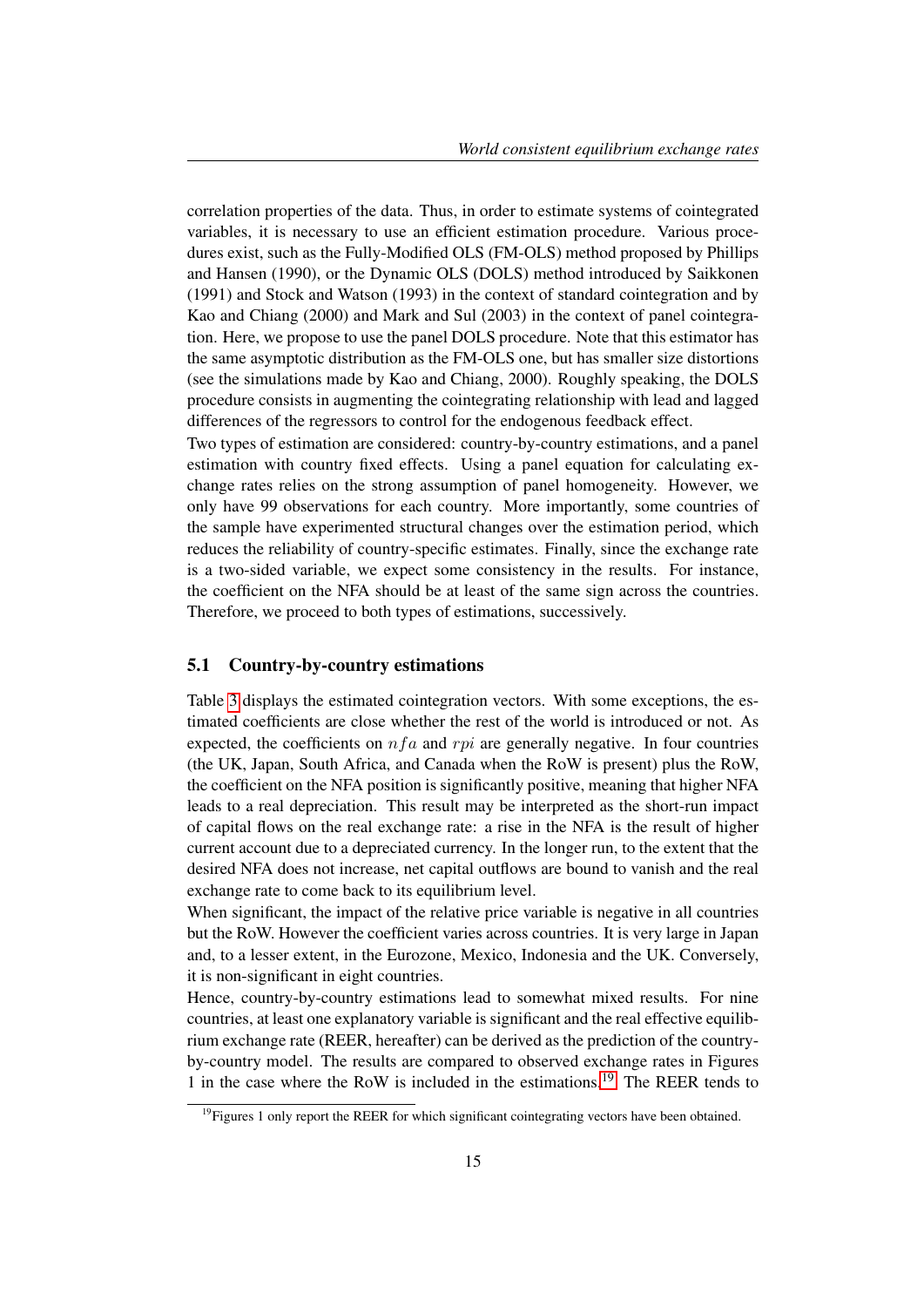correlation properties of the data. Thus, in order to estimate systems of cointegrated variables, it is necessary to use an efficient estimation procedure. Various procedures exist, such as the Fully-Modified OLS (FM-OLS) method proposed by Phillips and Hansen (1990), or the Dynamic OLS (DOLS) method introduced by Saikkonen (1991) and Stock and Watson (1993) in the context of standard cointegration and by Kao and Chiang (2000) and Mark and Sul (2003) in the context of panel cointegration. Here, we propose to use the panel DOLS procedure. Note that this estimator has the same asymptotic distribution as the FM-OLS one, but has smaller size distortions (see the simulations made by Kao and Chiang, 2000). Roughly speaking, the DOLS procedure consists in augmenting the cointegrating relationship with lead and lagged differences of the regressors to control for the endogenous feedback effect.

Two types of estimation are considered: country-by-country estimations, and a panel estimation with country fixed effects. Using a panel equation for calculating exchange rates relies on the strong assumption of panel homogeneity. However, we only have 99 observations for each country. More importantly, some countries of the sample have experimented structural changes over the estimation period, which reduces the reliability of country-specific estimates. Finally, since the exchange rate is a two-sided variable, we expect some consistency in the results. For instance, the coefficient on the NFA should be at least of the same sign across the countries. Therefore, we proceed to both types of estimations, successively.

## 5.1 Country-by-country estimations

Table 3 displays the estimated cointegration vectors. With some exceptions, the estimated coefficients are close whether the rest of the world is introduced or not. As expected, the coefficients on $nfa$ and $rpi$ are generally negative. In four countries (the UK, Japan, South Africa, and Canada when the RoW is present) plus the RoW, the coefficient on the NFA position is significantly positive, meaning that higher NFA leads to a real depreciation. This result may be interpreted as the short-run impact of capital flows on the real exchange rate: a rise in the NFA is the result of higher current account due to a depreciated currency. In the longer run, to the extent that the desired NFA does not increase, net capital outflows are bound to vanish and the real exchange rate to come back to its equilibrium level.

When significant, the impact of the relative price variable is negative in all countries but the RoW. However the coefficient varies across countries. It is very large in Japan and, to a lesser extent, in the Eurozone, Mexico, Indonesia and the UK. Conversely, it is non-significant in eight countries.

Hence, country-by-country estimations lead to somewhat mixed results. For nine countries, at least one explanatory variable is significant and the real effective equilibrium exchange rate (REER, hereafter) can be derived as the prediction of the country-by-country model. The results are compared to observed exchange rates in Figures 1 in the case where the RoW is included in the estimations.[19] The REER tends to

[19] Figures 1 only report the REER for which significant cointegrating vectors have been obtained.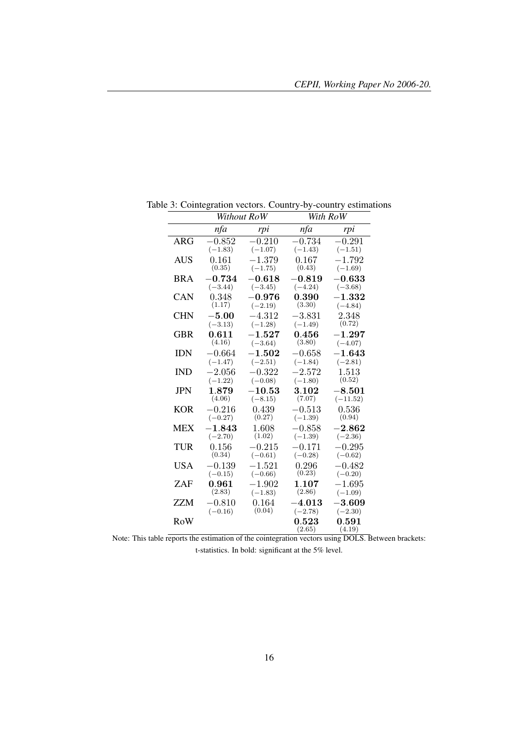Table 3: Cointegration vectors. Country-by-country estimations

| | *Without RoW* | | *With RoW* | |
|---|---|---|---|---|
| | *nfa* | *rpi* | *nfa* | *rpi* |
| ARG | $-0.852$ $(-1.83)$ | $-0.210$ $(-1.07)$ | $-0.734$ $(-1.43)$ | $-0.291$ $(-1.51)$ |
| AUS | $0.161$ $(0.35)$ | $-1.379$ $(-1.75)$ | $0.167$ $(0.43)$ | $-1.792$ $(-1.69)$ |
| BRA | $\mathbf{-0.734}$ $(-3.44)$ | $\mathbf{-0.618}$ $(-3.45)$ | $\mathbf{-0.819}$ $(-4.24)$ | $\mathbf{-0.633}$ $(-3.68)$ |
| CAN | $0.348$ $(1.17)$ | $\mathbf{-0.976}$ $(-2.19)$ | $\mathbf{0.390}$ $(3.30)$ | $\mathbf{-1.332}$ $(-4.84)$ |
| CHN | $\mathbf{-5.00}$ $(-3.13)$ | $-4.312$ $(-1.28)$ | $-3.831$ $(-1.49)$ | $2.348$ $(0.72)$ |
| GBR | $\mathbf{0.611}$ $(4.16)$ | $\mathbf{-1.527}$ $(-3.64)$ | $\mathbf{0.456}$ $(3.80)$ | $\mathbf{-1.297}$ $(-4.07)$ |
| IDN | $-0.664$ $(-1.47)$ | $\mathbf{-1.502}$ $(-2.51)$ | $-0.658$ $(-1.84)$ | $\mathbf{-1.643}$ $(-2.81)$ |
| IND | $-2.056$ $(-1.22)$ | $-0.322$ $(-0.08)$ | $-2.572$ $(-1.80)$ | $1.513$ $(0.52)$ |
| JPN | $\mathbf{1.879}$ $(4.06)$ | $\mathbf{-10.53}$ $(-8.15)$ | $\mathbf{3.102}$ $(7.07)$ | $\mathbf{-8.501}$ $(-11.52)$ |
| KOR | $-0.216$ $(-0.27)$ | $0.439$ $(0.27)$ | $-0.513$ $(-1.39)$ | $0.536$ $(0.94)$ |
| MEX | $\mathbf{-1.843}$ $(-2.70)$ | $1.608$ $(1.02)$ | $-0.858$ $(-1.39)$ | $\mathbf{-2.862}$ $(-2.36)$ |
| TUR | $0.156$ $(0.34)$ | $-0.215$ $(-0.61)$ | $-0.171$ $(-0.28)$ | $-0.295$ $(-0.62)$ |
| USA | $-0.139$ $(-0.15)$ | $-1.521$ $(-0.66)$ | $0.296$ $(0.23)$ | $-0.482$ $(-0.20)$ |
| ZAF | $\mathbf{0.961}$ $(2.83)$ | $-1.902$ $(-1.83)$ | $\mathbf{1.107}$ $(2.86)$ | $-1.695$ $(-1.09)$ |
| ZZM | $-0.810$ $(-0.16)$ | $0.164$ $(0.04)$ | $\mathbf{-4.013}$ $(-2.78)$ | $\mathbf{-3.609}$ $(-2.30)$ |
| RoW | | | $\mathbf{0.523}$ $(2.65)$ | $\mathbf{0.591}$ $(4.19)$ |

Note: This table reports the estimation of the cointegration vectors using DOLS. Between brackets: t-statistics. In bold: significant at the 5% level.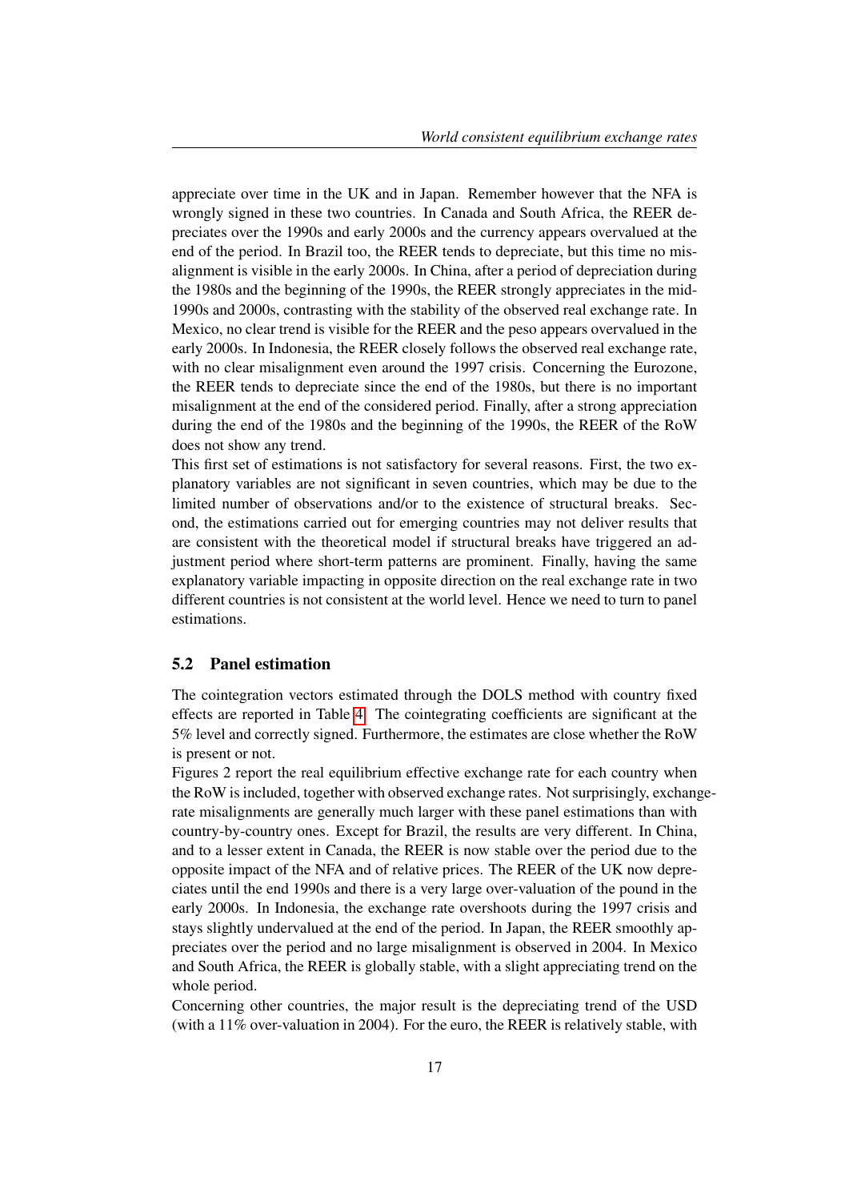appreciate over time in the UK and in Japan. Remember however that the NFA is wrongly signed in these two countries. In Canada and South Africa, the REER depreciates over the 1990s and early 2000s and the currency appears overvalued at the end of the period. In Brazil too, the REER tends to depreciate, but this time no misalignment is visible in the early 2000s. In China, after a period of depreciation during the 1980s and the beginning of the 1990s, the REER strongly appreciates in the mid-1990s and 2000s, contrasting with the stability of the observed real exchange rate. In Mexico, no clear trend is visible for the REER and the peso appears overvalued in the early 2000s. In Indonesia, the REER closely follows the observed real exchange rate, with no clear misalignment even around the 1997 crisis. Concerning the Eurozone, the REER tends to depreciate since the end of the 1980s, but there is no important misalignment at the end of the considered period. Finally, after a strong appreciation during the end of the 1980s and the beginning of the 1990s, the REER of the RoW does not show any trend.

This first set of estimations is not satisfactory for several reasons. First, the two explanatory variables are not significant in seven countries, which may be due to the limited number of observations and/or to the existence of structural breaks. Second, the estimations carried out for emerging countries may not deliver results that are consistent with the theoretical model if structural breaks have triggered an adjustment period where short-term patterns are prominent. Finally, having the same explanatory variable impacting in opposite direction on the real exchange rate in two different countries is not consistent at the world level. Hence we need to turn to panel estimations.

## 5.2 Panel estimation

The cointegration vectors estimated through the DOLS method with country fixed effects are reported in Table 4. The cointegrating coefficients are significant at the 5% level and correctly signed. Furthermore, the estimates are close whether the RoW is present or not.

Figures 2 report the real equilibrium effective exchange rate for each country when the RoW is included, together with observed exchange rates. Not surprisingly, exchange-rate misalignments are generally much larger with these panel estimations than with country-by-country ones. Except for Brazil, the results are very different. In China, and to a lesser extent in Canada, the REER is now stable over the period due to the opposite impact of the NFA and of relative prices. The REER of the UK now depreciates until the end 1990s and there is a very large over-valuation of the pound in the early 2000s. In Indonesia, the exchange rate overshoots during the 1997 crisis and stays slightly undervalued at the end of the period. In Japan, the REER smoothly appreciates over the period and no large misalignment is observed in 2004. In Mexico and South Africa, the REER is globally stable, with a slight appreciating trend on the whole period.

Concerning other countries, the major result is the depreciating trend of the USD (with a 11% over-valuation in 2004). For the euro, the REER is relatively stable, with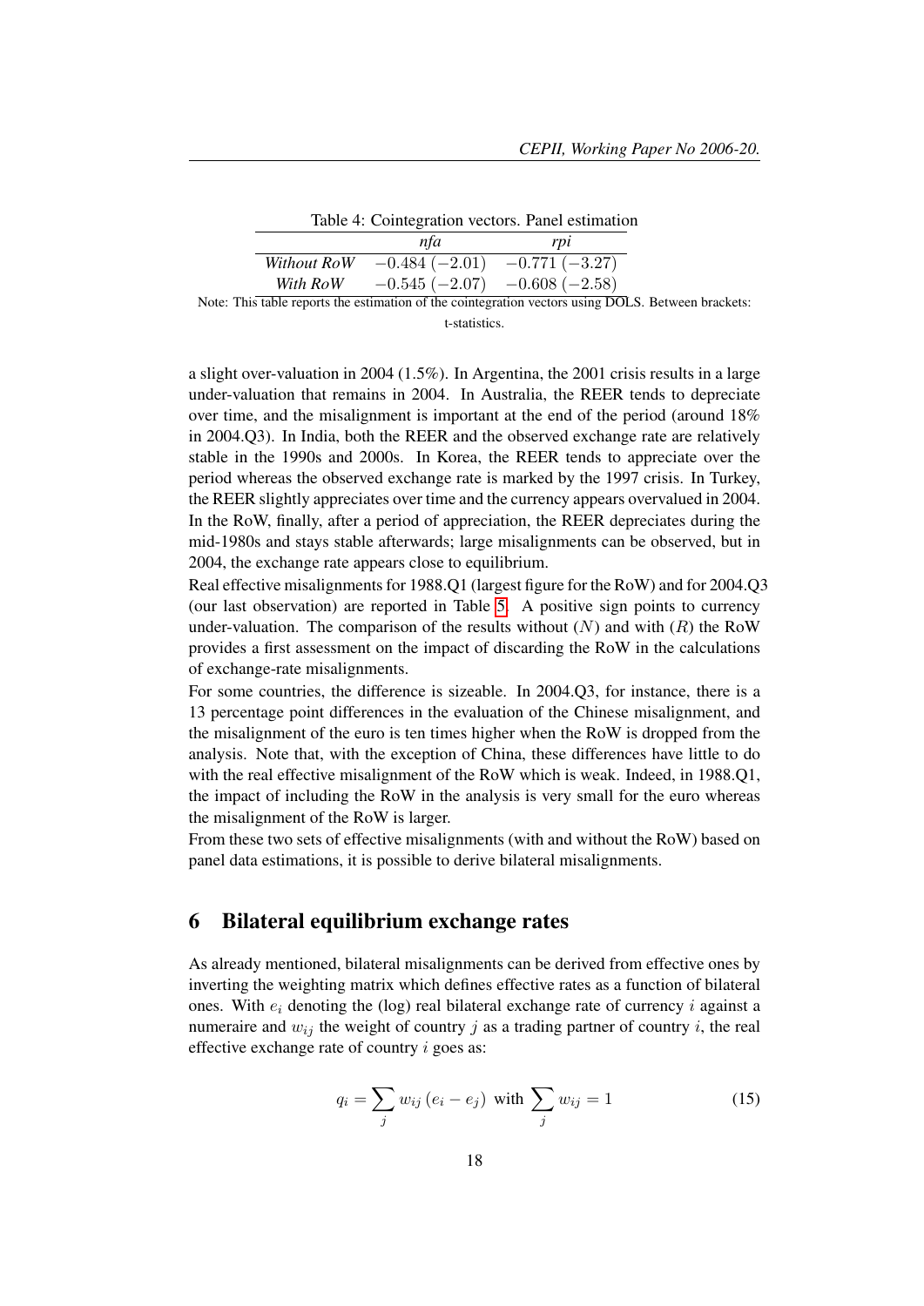Table 4: Cointegration vectors. Panel estimation

| | *nfa* | *rpi* |
|---|---|---|
| *Without RoW* | $-0.484\ (-2.01)$ | $-0.771\ (-3.27)$ |
| *With RoW* | $-0.545\ (-2.07)$ | $-0.608\ (-2.58)$ |

Note: This table reports the estimation of the cointegration vectors using DOLS. Between brackets: t-statistics.

a slight over-valuation in 2004 (1.5%). In Argentina, the 2001 crisis results in a large under-valuation that remains in 2004. In Australia, the REER tends to depreciate over time, and the misalignment is important at the end of the period (around 18% in 2004.Q3). In India, both the REER and the observed exchange rate are relatively stable in the 1990s and 2000s. In Korea, the REER tends to appreciate over the period whereas the observed exchange rate is marked by the 1997 crisis. In Turkey, the REER slightly appreciates over time and the currency appears overvalued in 2004. In the RoW, finally, after a period of appreciation, the REER depreciates during the mid-1980s and stays stable afterwards; large misalignments can be observed, but in 2004, the exchange rate appears close to equilibrium.

Real effective misalignments for 1988.Q1 (largest figure for the RoW) and for 2004.Q3 (our last observation) are reported in Table 5. A positive sign points to currency under-valuation. The comparison of the results without ($N$) and with ($R$) the RoW provides a first assessment on the impact of discarding the RoW in the calculations of exchange-rate misalignments.

For some countries, the difference is sizeable. In 2004.Q3, for instance, there is a 13 percentage point differences in the evaluation of the Chinese misalignment, and the misalignment of the euro is ten times higher when the RoW is dropped from the analysis. Note that, with the exception of China, these differences have little to do with the real effective misalignment of the RoW which is weak. Indeed, in 1988.Q1, the impact of including the RoW in the analysis is very small for the euro whereas the misalignment of the RoW is larger.

From these two sets of effective misalignments (with and without the RoW) based on panel data estimations, it is possible to derive bilateral misalignments.

## 6 Bilateral equilibrium exchange rates

As already mentioned, bilateral misalignments can be derived from effective ones by inverting the weighting matrix which defines effective rates as a function of bilateral ones. With $e_i$ denoting the (log) real bilateral exchange rate of currency $i$ against a numeraire and $w_{ij}$ the weight of country $j$ as a trading partner of country $i$, the real effective exchange rate of country $i$ goes as:

$$q_i = \sum_j w_{ij} \left( e_i - e_j \right) \text{ with } \sum_j w_{ij} = 1 \tag{15}$$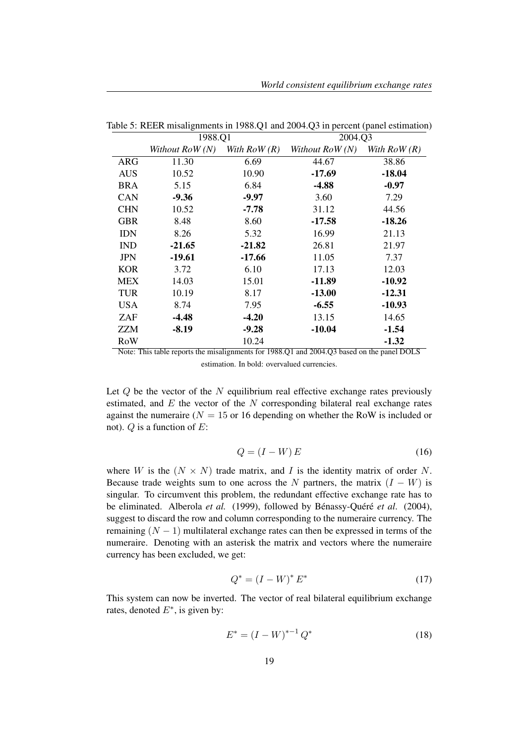Table 5: REER misalignments in 1988.Q1 and 2004.Q3 in percent (panel estimation)

| | 1988.Q1 | | 2004.Q3 | |
|---|---|---|---|---|
| | *Without RoW (N)* | *With RoW (R)* | *Without RoW (N)* | *With RoW (R)* |
| ARG | 11.30 | 6.69 | 44.67 | 38.86 |
| AUS | 10.52 | 10.90 | **-17.69** | **-18.04** |
| BRA | 5.15 | 6.84 | **-4.88** | **-0.97** |
| CAN | **-9.36** | **-9.97** | 3.60 | 7.29 |
| CHN | 10.52 | **-7.78** | 31.12 | 44.56 |
| GBR | 8.48 | 8.60 | **-17.58** | **-18.26** |
| IDN | 8.26 | 5.32 | 16.99 | 21.13 |
| IND | **-21.65** | **-21.82** | 26.81 | 21.97 |
| JPN | **-19.61** | **-17.66** | 11.05 | 7.37 |
| KOR | 3.72 | 6.10 | 17.13 | 12.03 |
| MEX | 14.03 | 15.01 | **-11.89** | **-10.92** |
| TUR | 10.19 | 8.17 | **-13.00** | **-12.31** |
| USA | 8.74 | 7.95 | **-6.55** | **-10.93** |
| ZAF | **-4.48** | **-4.20** | 13.15 | 14.65 |
| ZZM | **-8.19** | **-9.28** | **-10.04** | **-1.54** |
| RoW | | 10.24 | | **-1.32** |

Note: This table reports the misalignments for 1988.Q1 and 2004.Q3 based on the panel DOLS estimation. In bold: overvalued currencies.

Let $Q$ be the vector of the $N$ equilibrium real effective exchange rates previously estimated, and $E$ the vector of the $N$ corresponding bilateral real exchange rates against the numeraire ($N = 15$ or 16 depending on whether the RoW is included or not). $Q$ is a function of $E$:

$$Q = (I - W)\,E \tag{16}$$

where $W$ is the $(N \times N)$ trade matrix, and $I$ is the identity matrix of order $N$. Because trade weights sum to one across the $N$ partners, the matrix $(I - W)$ is singular. To circumvent this problem, the redundant effective exchange rate has to be eliminated. Alberola *et al.* (1999), followed by Bénassy-Quéré *et al*. (2004), suggest to discard the row and column corresponding to the numeraire currency. The remaining $(N - 1)$ multilateral exchange rates can then be expressed in terms of the numeraire. Denoting with an asterisk the matrix and vectors where the numeraire currency has been excluded, we get:

$$Q^* = (I - W)^* \, E^* \tag{17}$$

This system can now be inverted. The vector of real bilateral equilibrium exchange rates, denoted $E^*$, is given by:

$$E^* = (I - W)^{*-1} \, Q^* \tag{18}$$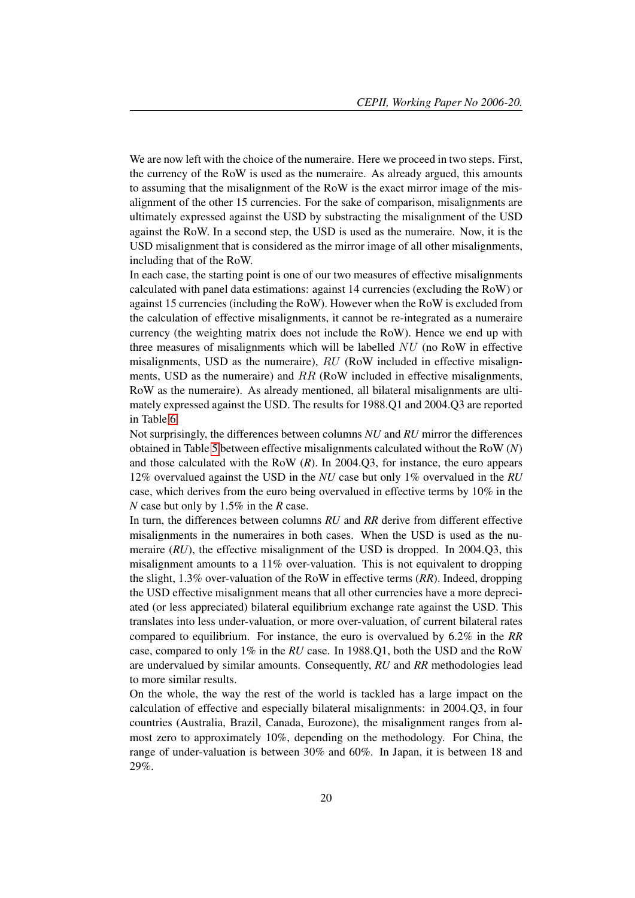We are now left with the choice of the numeraire. Here we proceed in two steps. First, the currency of the RoW is used as the numeraire. As already argued, this amounts to assuming that the misalignment of the RoW is the exact mirror image of the misalignment of the other 15 currencies. For the sake of comparison, misalignments are ultimately expressed against the USD by substracting the misalignment of the USD against the RoW. In a second step, the USD is used as the numeraire. Now, it is the USD misalignment that is considered as the mirror image of all other misalignments, including that of the RoW.

In each case, the starting point is one of our two measures of effective misalignments calculated with panel data estimations: against 14 currencies (excluding the RoW) or against 15 currencies (including the RoW). However when the RoW is excluded from the calculation of effective misalignments, it cannot be re-integrated as a numeraire currency (the weighting matrix does not include the RoW). Hence we end up with three measures of misalignments which will be labelled $NU$ (no RoW in effective misalignments, USD as the numeraire), $RU$ (RoW included in effective misalignments, USD as the numeraire) and $RR$ (RoW included in effective misalignments, RoW as the numeraire). As already mentioned, all bilateral misalignments are ultimately expressed against the USD. The results for 1988.Q1 and 2004.Q3 are reported in Table 6.

Not surprisingly, the differences between columns *NU* and *RU* mirror the differences obtained in Table 5 between effective misalignments calculated without the RoW (*N*) and those calculated with the RoW (*R*). In 2004.Q3, for instance, the euro appears 12% overvalued against the USD in the *NU* case but only 1% overvalued in the *RU* case, which derives from the euro being overvalued in effective terms by 10% in the *N* case but only by 1.5% in the *R* case.

In turn, the differences between columns *RU* and *RR* derive from different effective misalignments in the numeraires in both cases. When the USD is used as the numeraire (*RU*), the effective misalignment of the USD is dropped. In 2004.Q3, this misalignment amounts to a 11% over-valuation. This is not equivalent to dropping the slight, 1.3% over-valuation of the RoW in effective terms (*RR*). Indeed, dropping the USD effective misalignment means that all other currencies have a more depreciated (or less appreciated) bilateral equilibrium exchange rate against the USD. This translates into less under-valuation, or more over-valuation, of current bilateral rates compared to equilibrium. For instance, the euro is overvalued by 6.2% in the *RR* case, compared to only 1% in the *RU* case. In 1988.Q1, both the USD and the RoW are undervalued by similar amounts. Consequently, *RU* and *RR* methodologies lead to more similar results.

On the whole, the way the rest of the world is tackled has a large impact on the calculation of effective and especially bilateral misalignments: in 2004.Q3, in four countries (Australia, Brazil, Canada, Eurozone), the misalignment ranges from almost zero to approximately 10%, depending on the methodology. For China, the range of under-valuation is between 30% and 60%. In Japan, it is between 18 and 29%.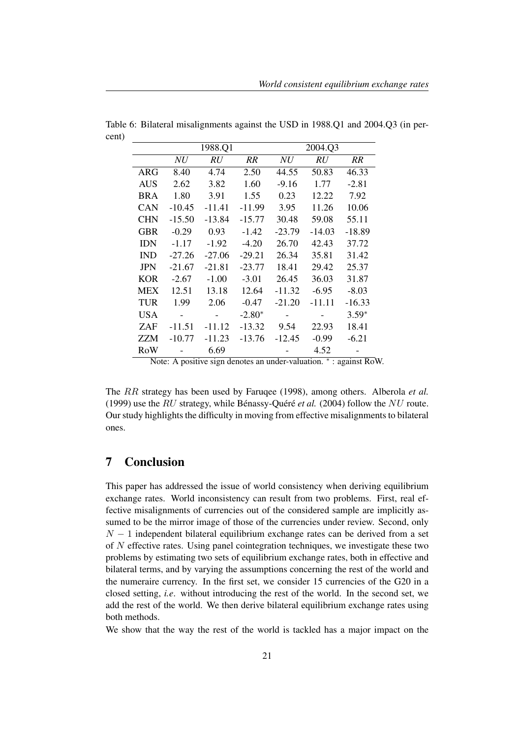Table 6: Bilateral misalignments against the USD in 1988.Q1 and 2004.Q3 (in percent)

| | 1988.Q1 | | | 2004.Q3 | | |
|---|---|---|---|---|---|---|
| | *NU* | *RU* | *RR* | *NU* | *RU* | *RR* |
| ARG | 8.40 | 4.74 | 2.50 | 44.55 | 50.83 | 46.33 |
| AUS | 2.62 | 3.82 | 1.60 | -9.16 | 1.77 | -2.81 |
| BRA | 1.80 | 3.91 | 1.55 | 0.23 | 12.22 | 7.92 |
| CAN | -10.45 | -11.41 | -11.99 | 3.95 | 11.26 | 10.06 |
| CHN | -15.50 | -13.84 | -15.77 | 30.48 | 59.08 | 55.11 |
| GBR | -0.29 | 0.93 | -1.42 | -23.79 | -14.03 | -18.89 |
| IDN | -1.17 | -1.92 | -4.20 | 26.70 | 42.43 | 37.72 |
| IND | -27.26 | -27.06 | -29.21 | 26.34 | 35.81 | 31.42 |
| JPN | -21.67 | -21.81 | -23.77 | 18.41 | 29.42 | 25.37 |
| KOR | -2.67 | -1.00 | -3.01 | 26.45 | 36.03 | 31.87 |
| MEX | 12.51 | 13.18 | 12.64 | -11.32 | -6.95 | -8.03 |
| TUR | 1.99 | 2.06 | -0.47 | -21.20 | -11.11 | -16.33 |
| USA | - | - | -2.80* | - | - | 3.59* |
| ZAF | -11.51 | -11.12 | -13.32 | 9.54 | 22.93 | 18.41 |
| ZZM | -10.77 | -11.23 | -13.76 | -12.45 | -0.99 | -6.21 |
| RoW | - | 6.69 | | - | 4.52 | - |

Note: A positive sign denotes an under-valuation. * : against RoW.

The $RR$ strategy has been used by Faruqee (1998), among others. Alberola *et al.* (1999) use the $RU$ strategy, while Bénassy-Quéré *et al.* (2004) follow the $NU$ route. Our study highlights the difficulty in moving from effective misalignments to bilateral ones.

## 7 Conclusion

This paper has addressed the issue of world consistency when deriving equilibrium exchange rates. World inconsistency can result from two problems. First, real effective misalignments of currencies out of the considered sample are implicitly assumed to be the mirror image of those of the currencies under review. Second, only $N - 1$ independent bilateral equilibrium exchange rates can be derived from a set of $N$ effective rates. Using panel cointegration techniques, we investigate these two problems by estimating two sets of equilibrium exchange rates, both in effective and bilateral terms, and by varying the assumptions concerning the rest of the world and the numeraire currency. In the first set, we consider 15 currencies of the G20 in a closed setting, *i.e.* without introducing the rest of the world. In the second set, we add the rest of the world. We then derive bilateral equilibrium exchange rates using both methods.

We show that the way the rest of the world is tackled has a major impact on the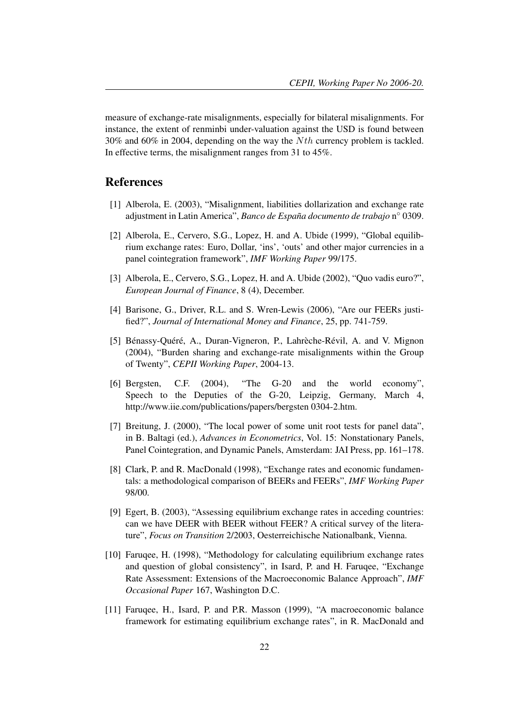measure of exchange-rate misalignments, especially for bilateral misalignments. For instance, the extent of renminbi under-valuation against the USD is found between 30% and 60% in 2004, depending on the way the $Nth$ currency problem is tackled. In effective terms, the misalignment ranges from 31 to 45%.

## References

[1] Alberola, E. (2003), "Misalignment, liabilities dollarization and exchange rate adjustment in Latin America", *Banco de España documento de trabajo* n° 0309.

[2] Alberola, E., Cervero, S.G., Lopez, H. and A. Ubide (1999), "Global equilibrium exchange rates: Euro, Dollar, 'ins', 'outs' and other major currencies in a panel cointegration framework", *IMF Working Paper* 99/175.

[3] Alberola, E., Cervero, S.G., Lopez, H. and A. Ubide (2002), "Quo vadis euro?", *European Journal of Finance*, 8 (4), December.

[4] Barisone, G., Driver, R.L. and S. Wren-Lewis (2006), "Are our FEERs justified?", *Journal of International Money and Finance*, 25, pp. 741-759.

[5] Bénassy-Quéré, A., Duran-Vigneron, P., Lahrèche-Révil, A. and V. Mignon (2004), "Burden sharing and exchange-rate misalignments within the Group of Twenty", *CEPII Working Paper*, 2004-13.

[6] Bergsten, C.F. (2004), "The G-20 and the world economy", Speech to the Deputies of the G-20, Leipzig, Germany, March 4, http://www.iie.com/publications/papers/bergsten 0304-2.htm.

[7] Breitung, J. (2000), "The local power of some unit root tests for panel data", in B. Baltagi (ed.), *Advances in Econometrics*, Vol. 15: Nonstationary Panels, Panel Cointegration, and Dynamic Panels, Amsterdam: JAI Press, pp. 161–178.

[8] Clark, P. and R. MacDonald (1998), "Exchange rates and economic fundamentals: a methodological comparison of BEERs and FEERs", *IMF Working Paper* 98/00.

[9] Egert, B. (2003), "Assessing equilibrium exchange rates in acceding countries: can we have DEER with BEER without FEER? A critical survey of the literature", *Focus on Transition* 2/2003, Oesterreichische Nationalbank, Vienna.

[10] Faruqee, H. (1998), "Methodology for calculating equilibrium exchange rates and question of global consistency", in Isard, P. and H. Faruqee, "Exchange Rate Assessment: Extensions of the Macroeconomic Balance Approach", *IMF Occasional Paper* 167, Washington D.C.

[11] Faruqee, H., Isard, P. and P.R. Masson (1999), "A macroeconomic balance framework for estimating equilibrium exchange rates", in R. MacDonald and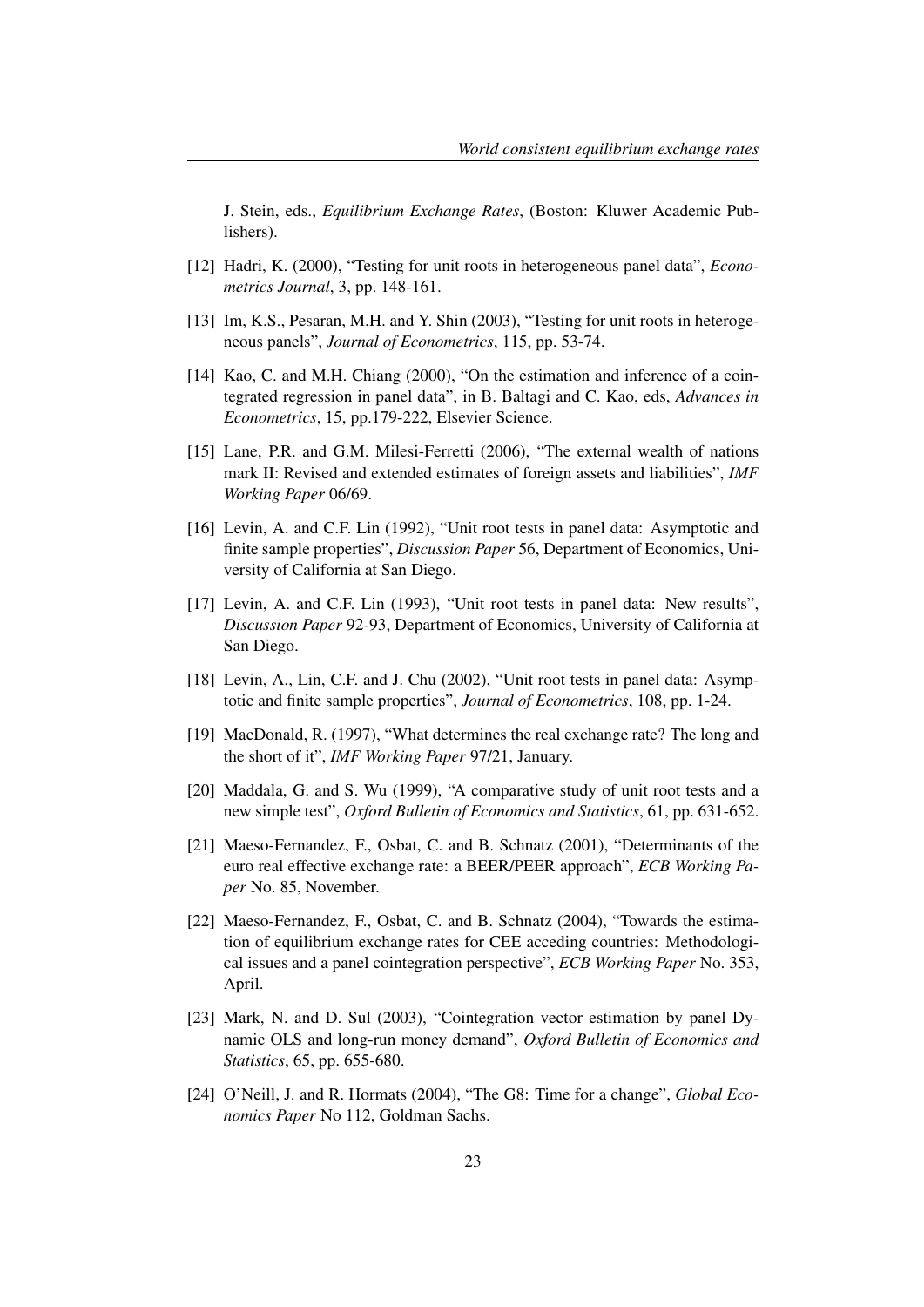J. Stein, eds., *Equilibrium Exchange Rates*, (Boston: Kluwer Academic Publishers).

[12] Hadri, K. (2000), "Testing for unit roots in heterogeneous panel data", *Econometrics Journal*, 3, pp. 148-161.

[13] Im, K.S., Pesaran, M.H. and Y. Shin (2003), "Testing for unit roots in heterogeneous panels", *Journal of Econometrics*, 115, pp. 53-74.

[14] Kao, C. and M.H. Chiang (2000), "On the estimation and inference of a cointegrated regression in panel data", in B. Baltagi and C. Kao, eds, *Advances in Econometrics*, 15, pp.179-222, Elsevier Science.

[15] Lane, P.R. and G.M. Milesi-Ferretti (2006), "The external wealth of nations mark II: Revised and extended estimates of foreign assets and liabilities", *IMF Working Paper* 06/69.

[16] Levin, A. and C.F. Lin (1992), "Unit root tests in panel data: Asymptotic and finite sample properties", *Discussion Paper* 56, Department of Economics, University of California at San Diego.

[17] Levin, A. and C.F. Lin (1993), "Unit root tests in panel data: New results", *Discussion Paper* 92-93, Department of Economics, University of California at San Diego.

[18] Levin, A., Lin, C.F. and J. Chu (2002), "Unit root tests in panel data: Asymptotic and finite sample properties", *Journal of Econometrics*, 108, pp. 1-24.

[19] MacDonald, R. (1997), "What determines the real exchange rate? The long and the short of it", *IMF Working Paper* 97/21, January.

[20] Maddala, G. and S. Wu (1999), "A comparative study of unit root tests and a new simple test", *Oxford Bulletin of Economics and Statistics*, 61, pp. 631-652.

[21] Maeso-Fernandez, F., Osbat, C. and B. Schnatz (2001), "Determinants of the euro real effective exchange rate: a BEER/PEER approach", *ECB Working Paper* No. 85, November.

[22] Maeso-Fernandez, F., Osbat, C. and B. Schnatz (2004), "Towards the estimation of equilibrium exchange rates for CEE acceding countries: Methodological issues and a panel cointegration perspective", *ECB Working Paper* No. 353, April.

[23] Mark, N. and D. Sul (2003), "Cointegration vector estimation by panel Dynamic OLS and long-run money demand", *Oxford Bulletin of Economics and Statistics*, 65, pp. 655-680.

[24] O'Neill, J. and R. Hormats (2004), "The G8: Time for a change", *Global Economics Paper* No 112, Goldman Sachs.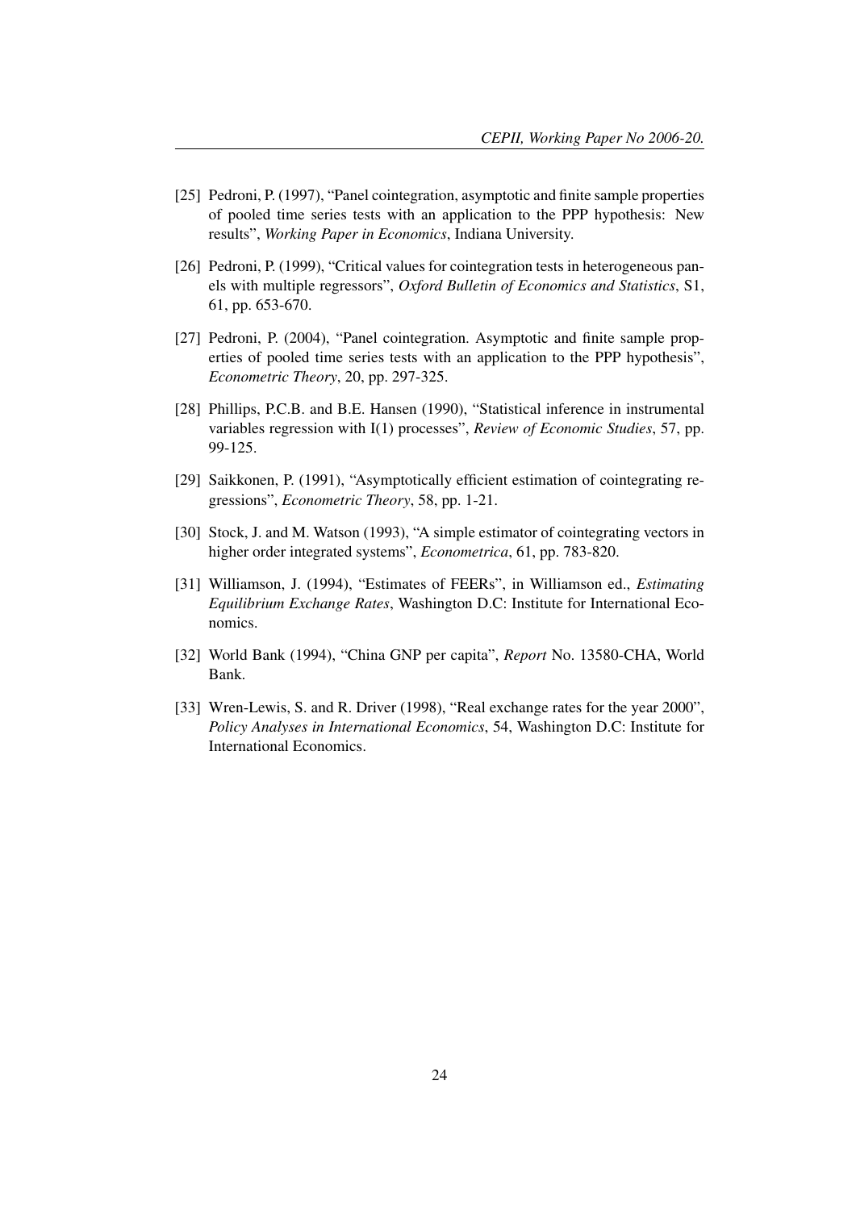[25] Pedroni, P. (1997), "Panel cointegration, asymptotic and finite sample properties of pooled time series tests with an application to the PPP hypothesis: New results", *Working Paper in Economics*, Indiana University.

[26] Pedroni, P. (1999), "Critical values for cointegration tests in heterogeneous panels with multiple regressors", *Oxford Bulletin of Economics and Statistics*, S1, 61, pp. 653-670.

[27] Pedroni, P. (2004), "Panel cointegration. Asymptotic and finite sample properties of pooled time series tests with an application to the PPP hypothesis", *Econometric Theory*, 20, pp. 297-325.

[28] Phillips, P.C.B. and B.E. Hansen (1990), "Statistical inference in instrumental variables regression with I(1) processes", *Review of Economic Studies*, 57, pp. 99-125.

[29] Saikkonen, P. (1991), "Asymptotically efficient estimation of cointegrating regressions", *Econometric Theory*, 58, pp. 1-21.

[30] Stock, J. and M. Watson (1993), "A simple estimator of cointegrating vectors in higher order integrated systems", *Econometrica*, 61, pp. 783-820.

[31] Williamson, J. (1994), "Estimates of FEERs", in Williamson ed., *Estimating Equilibrium Exchange Rates*, Washington D.C: Institute for International Economics.

[32] World Bank (1994), "China GNP per capita", *Report* No. 13580-CHA, World Bank.

[33] Wren-Lewis, S. and R. Driver (1998), "Real exchange rates for the year 2000", *Policy Analyses in International Economics*, 54, Washington D.C: Institute for International Economics.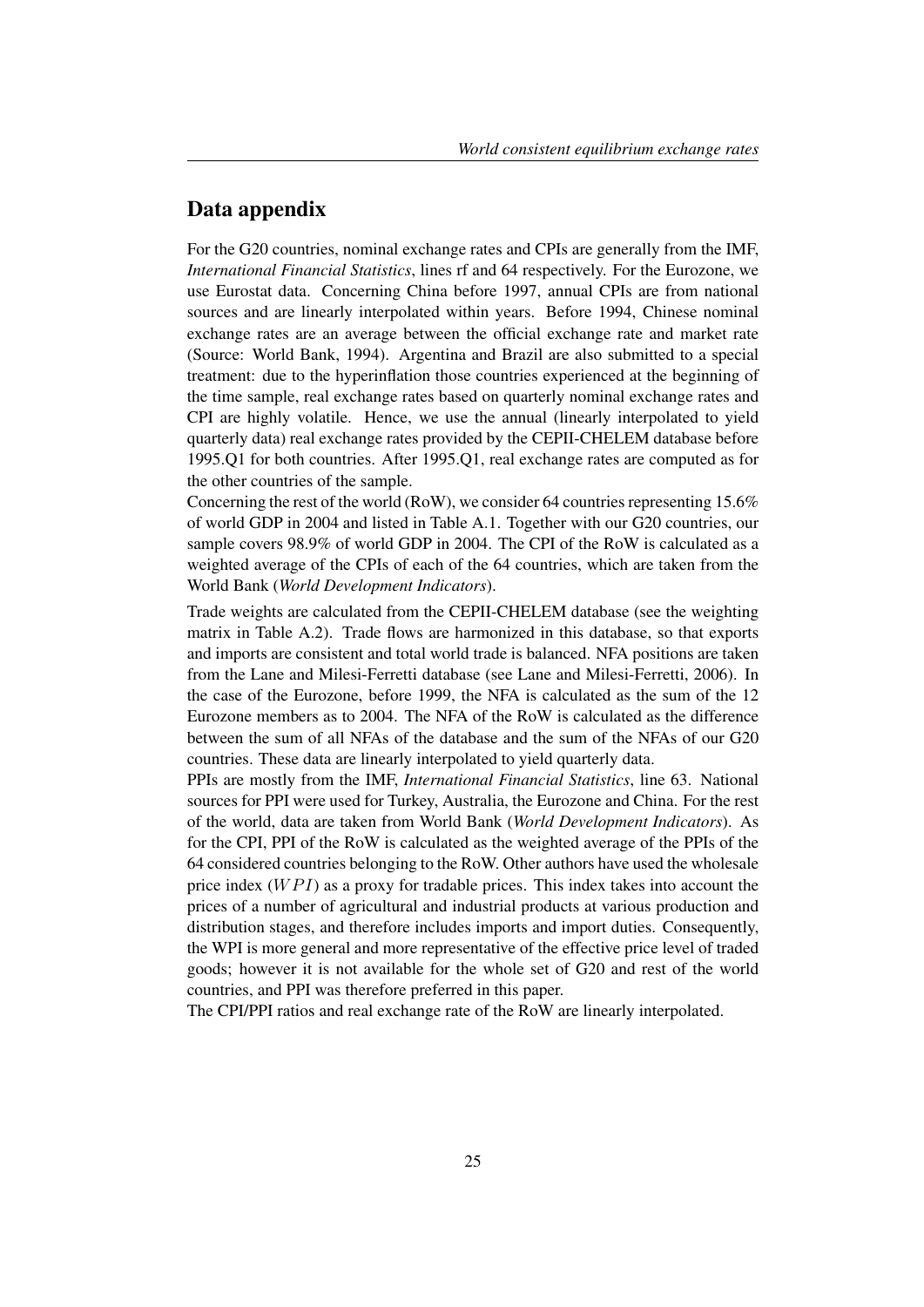## Data appendix

For the G20 countries, nominal exchange rates and CPIs are generally from the IMF, *International Financial Statistics*, lines rf and 64 respectively. For the Eurozone, we use Eurostat data. Concerning China before 1997, annual CPIs are from national sources and are linearly interpolated within years. Before 1994, Chinese nominal exchange rates are an average between the official exchange rate and market rate (Source: World Bank, 1994). Argentina and Brazil are also submitted to a special treatment: due to the hyperinflation those countries experienced at the beginning of the time sample, real exchange rates based on quarterly nominal exchange rates and CPI are highly volatile. Hence, we use the annual (linearly interpolated to yield quarterly data) real exchange rates provided by the CEPII-CHELEM database before 1995.Q1 for both countries. After 1995.Q1, real exchange rates are computed as for the other countries of the sample.

Concerning the rest of the world (RoW), we consider 64 countries representing 15.6% of world GDP in 2004 and listed in Table A.1. Together with our G20 countries, our sample covers 98.9% of world GDP in 2004. The CPI of the RoW is calculated as a weighted average of the CPIs of each of the 64 countries, which are taken from the World Bank (*World Development Indicators*).

Trade weights are calculated from the CEPII-CHELEM database (see the weighting matrix in Table A.2). Trade flows are harmonized in this database, so that exports and imports are consistent and total world trade is balanced. NFA positions are taken from the Lane and Milesi-Ferretti database (see Lane and Milesi-Ferretti, 2006). In the case of the Eurozone, before 1999, the NFA is calculated as the sum of the 12 Eurozone members as to 2004. The NFA of the RoW is calculated as the difference between the sum of all NFAs of the database and the sum of the NFAs of our G20 countries. These data are linearly interpolated to yield quarterly data.

PPIs are mostly from the IMF, *International Financial Statistics*, line 63. National sources for PPI were used for Turkey, Australia, the Eurozone and China. For the rest of the world, data are taken from World Bank (*World Development Indicators*). As for the CPI, PPI of the RoW is calculated as the weighted average of the PPIs of the 64 considered countries belonging to the RoW. Other authors have used the wholesale price index ($WPI$) as a proxy for tradable prices. This index takes into account the prices of a number of agricultural and industrial products at various production and distribution stages, and therefore includes imports and import duties. Consequently, the WPI is more general and more representative of the effective price level of traded goods; however it is not available for the whole set of G20 and rest of the world countries, and PPI was therefore preferred in this paper.

The CPI/PPI ratios and real exchange rate of the RoW are linearly interpolated.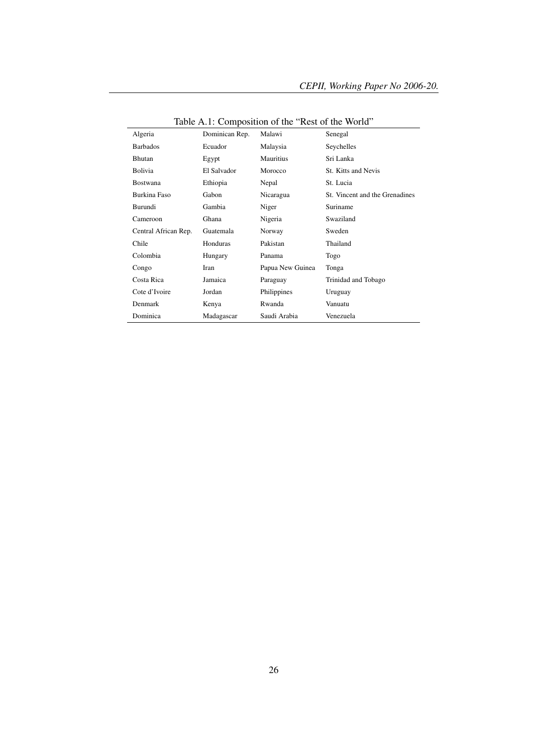Table A.1: Composition of the "Rest of the World"

| | | | |
|---|---|---|---|
| Algeria | Dominican Rep. | Malawi | Senegal |
| Barbados | Ecuador | Malaysia | Seychelles |
| Bhutan | Egypt | Mauritius | Sri Lanka |
| Bolivia | El Salvador | Morocco | St. Kitts and Nevis |
| Bostwana | Ethiopia | Nepal | St. Lucia |
| Burkina Faso | Gabon | Nicaragua | St. Vincent and the Grenadines |
| Burundi | Gambia | Niger | Suriname |
| Cameroon | Ghana | Nigeria | Swaziland |
| Central African Rep. | Guatemala | Norway | Sweden |
| Chile | Honduras | Pakistan | Thailand |
| Colombia | Hungary | Panama | Togo |
| Congo | Iran | Papua New Guinea | Tonga |
| Costa Rica | Jamaica | Paraguay | Trinidad and Tobago |
| Cote d'Ivoire | Jordan | Philippines | Uruguay |
| Denmark | Kenya | Rwanda | Vanuatu |
| Dominica | Madagascar | Saudi Arabia | Venezuela |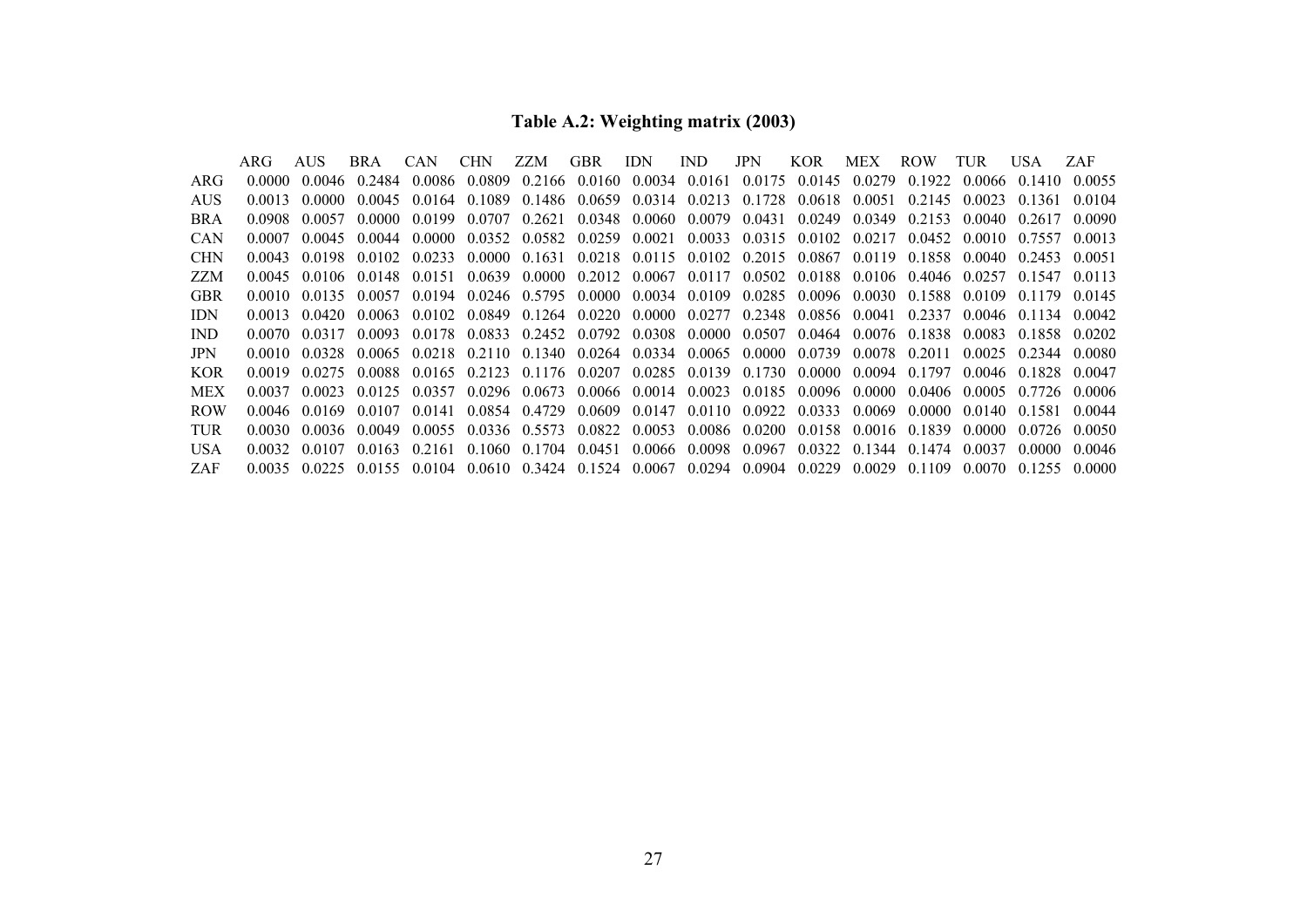**Table A.2: Weighting matrix (2003)**

| | ARG | AUS | BRA | CAN | CHN | ZZM | GBR | IDN | IND | JPN | KOR | MEX | ROW | TUR | USA | ZAF |
|---|---|---|---|---|---|---|---|---|---|---|---|---|---|---|---|---|
| ARG | 0.0000 | 0.0046 | 0.2484 | 0.0086 | 0.0809 | 0.2166 | 0.0160 | 0.0034 | 0.0161 | 0.0175 | 0.0145 | 0.0279 | 0.1922 | 0.0066 | 0.1410 | 0.0055 |
| AUS | 0.0013 | 0.0000 | 0.0045 | 0.0164 | 0.1089 | 0.1486 | 0.0659 | 0.0314 | 0.0213 | 0.1728 | 0.0618 | 0.0051 | 0.2145 | 0.0023 | 0.1361 | 0.0104 |
| BRA | 0.0908 | 0.0057 | 0.0000 | 0.0199 | 0.0707 | 0.2621 | 0.0348 | 0.0060 | 0.0079 | 0.0431 | 0.0249 | 0.0349 | 0.2153 | 0.0040 | 0.2617 | 0.0090 |
| CAN | 0.0007 | 0.0045 | 0.0044 | 0.0000 | 0.0352 | 0.0582 | 0.0259 | 0.0021 | 0.0033 | 0.0315 | 0.0102 | 0.0217 | 0.0452 | 0.0010 | 0.7557 | 0.0013 |
| CHN | 0.0043 | 0.0198 | 0.0102 | 0.0233 | 0.0000 | 0.1631 | 0.0218 | 0.0115 | 0.0102 | 0.2015 | 0.0867 | 0.0119 | 0.1858 | 0.0040 | 0.2453 | 0.0051 |
| ZZM | 0.0045 | 0.0106 | 0.0148 | 0.0151 | 0.0639 | 0.0000 | 0.2012 | 0.0067 | 0.0117 | 0.0502 | 0.0188 | 0.0106 | 0.4046 | 0.0257 | 0.1547 | 0.0113 |
| GBR | 0.0010 | 0.0135 | 0.0057 | 0.0194 | 0.0246 | 0.5795 | 0.0000 | 0.0034 | 0.0109 | 0.0285 | 0.0096 | 0.0030 | 0.1588 | 0.0109 | 0.1179 | 0.0145 |
| IDN | 0.0013 | 0.0420 | 0.0063 | 0.0102 | 0.0849 | 0.1264 | 0.0220 | 0.0000 | 0.0277 | 0.2348 | 0.0856 | 0.0041 | 0.2337 | 0.0046 | 0.1134 | 0.0042 |
| IND | 0.0070 | 0.0317 | 0.0093 | 0.0178 | 0.0833 | 0.2452 | 0.0792 | 0.0308 | 0.0000 | 0.0507 | 0.0464 | 0.0076 | 0.1838 | 0.0083 | 0.1858 | 0.0202 |
| JPN | 0.0010 | 0.0328 | 0.0065 | 0.0218 | 0.2110 | 0.1340 | 0.0264 | 0.0334 | 0.0065 | 0.0000 | 0.0739 | 0.0078 | 0.2011 | 0.0025 | 0.2344 | 0.0080 |
| KOR | 0.0019 | 0.0275 | 0.0088 | 0.0165 | 0.2123 | 0.1176 | 0.0207 | 0.0285 | 0.0139 | 0.1730 | 0.0000 | 0.0094 | 0.1797 | 0.0046 | 0.1828 | 0.0047 |
| MEX | 0.0037 | 0.0023 | 0.0125 | 0.0357 | 0.0296 | 0.0673 | 0.0066 | 0.0014 | 0.0023 | 0.0185 | 0.0096 | 0.0000 | 0.0406 | 0.0005 | 0.7726 | 0.0006 |
| ROW | 0.0046 | 0.0169 | 0.0107 | 0.0141 | 0.0854 | 0.4729 | 0.0609 | 0.0147 | 0.0110 | 0.0922 | 0.0333 | 0.0069 | 0.0000 | 0.0140 | 0.1581 | 0.0044 |
| TUR | 0.0030 | 0.0036 | 0.0049 | 0.0055 | 0.0336 | 0.5573 | 0.0822 | 0.0053 | 0.0086 | 0.0200 | 0.0158 | 0.0016 | 0.1839 | 0.0000 | 0.0726 | 0.0050 |
| USA | 0.0032 | 0.0107 | 0.0163 | 0.2161 | 0.1060 | 0.1704 | 0.0451 | 0.0066 | 0.0098 | 0.0967 | 0.0322 | 0.1344 | 0.1474 | 0.0037 | 0.0000 | 0.0046 |
| ZAF | 0.0035 | 0.0225 | 0.0155 | 0.0104 | 0.0610 | 0.3424 | 0.1524 | 0.0067 | 0.0294 | 0.0904 | 0.0229 | 0.0029 | 0.1109 | 0.0070 | 0.1255 | 0.0000 |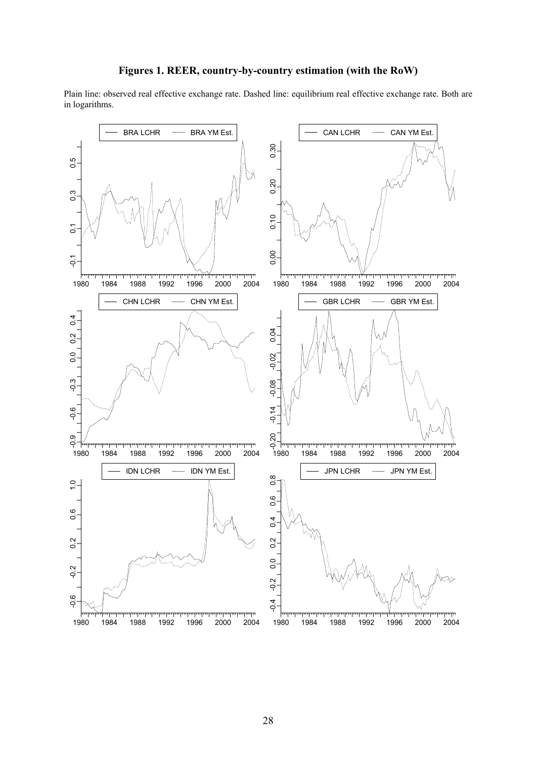## Figures 1. REER, country-by-country estimation (with the RoW)

Plain line: observed real effective exchange rate. Dashed line: equilibrium real effective exchange rate. Both are in logarithms.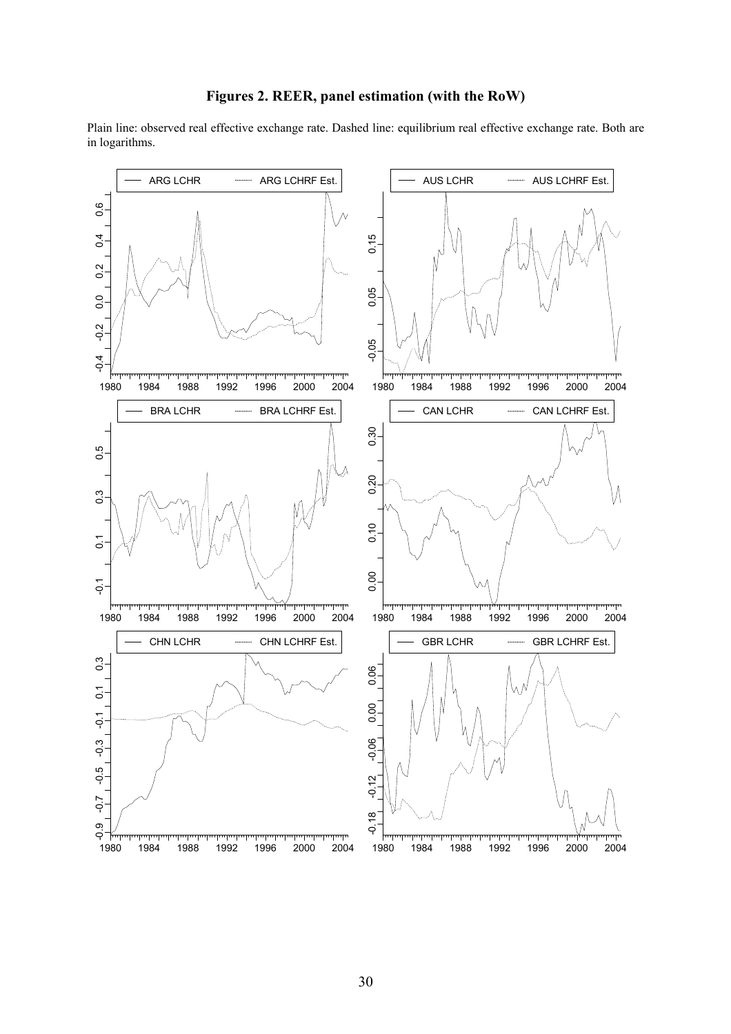**Figures 2. REER, panel estimation (with the RoW)**

Plain line: observed real effective exchange rate. Dashed line: equilibrium real effective exchange rate. Both are in logarithms.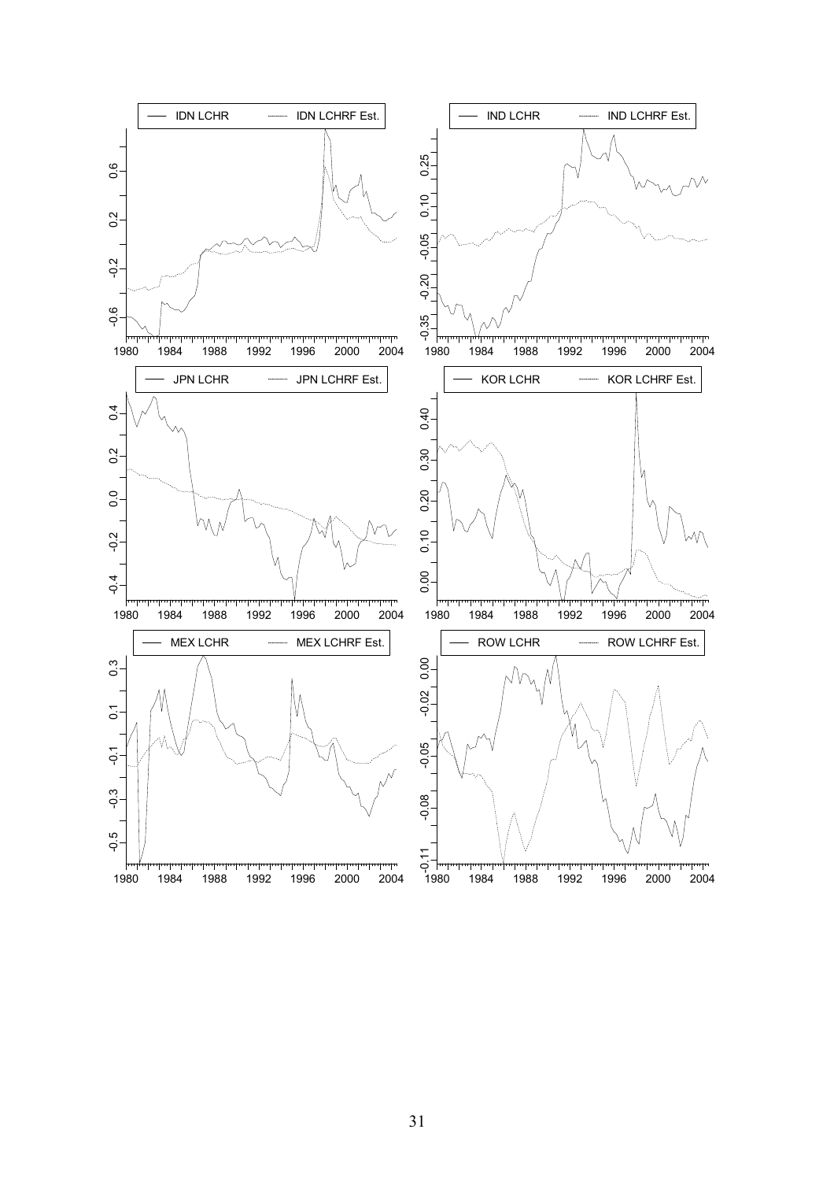IDN LCHR — IDN LCHRF Est.

IND LCHR — IND LCHRF Est.

JPN LCHR — JPN LCHRF Est.

KOR LCHR — KOR LCHRF Est.

MEX LCHR — MEX LCHRF Est.

ROW LCHR — ROW LCHRF Est.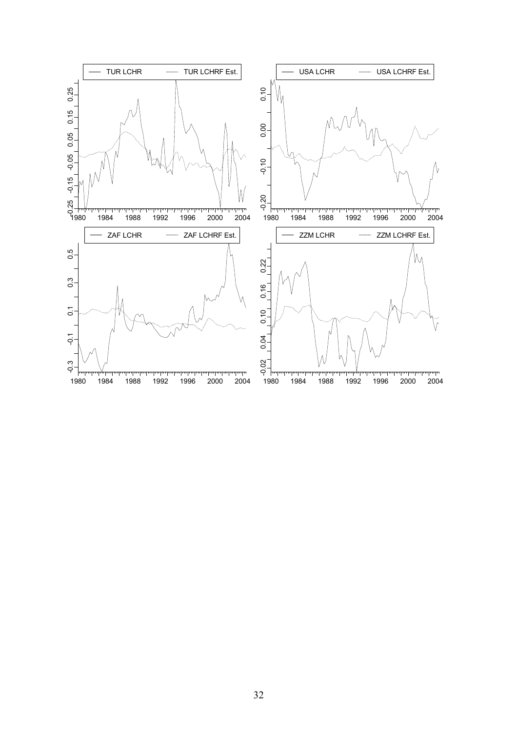TUR LCHR ······· TUR LCHRF Est.

USA LCHR ······· USA LCHRF Est.

ZAF LCHR ······· ZAF LCHRF Est.

ZZM LCHR ······· ZZM LCHRF Est.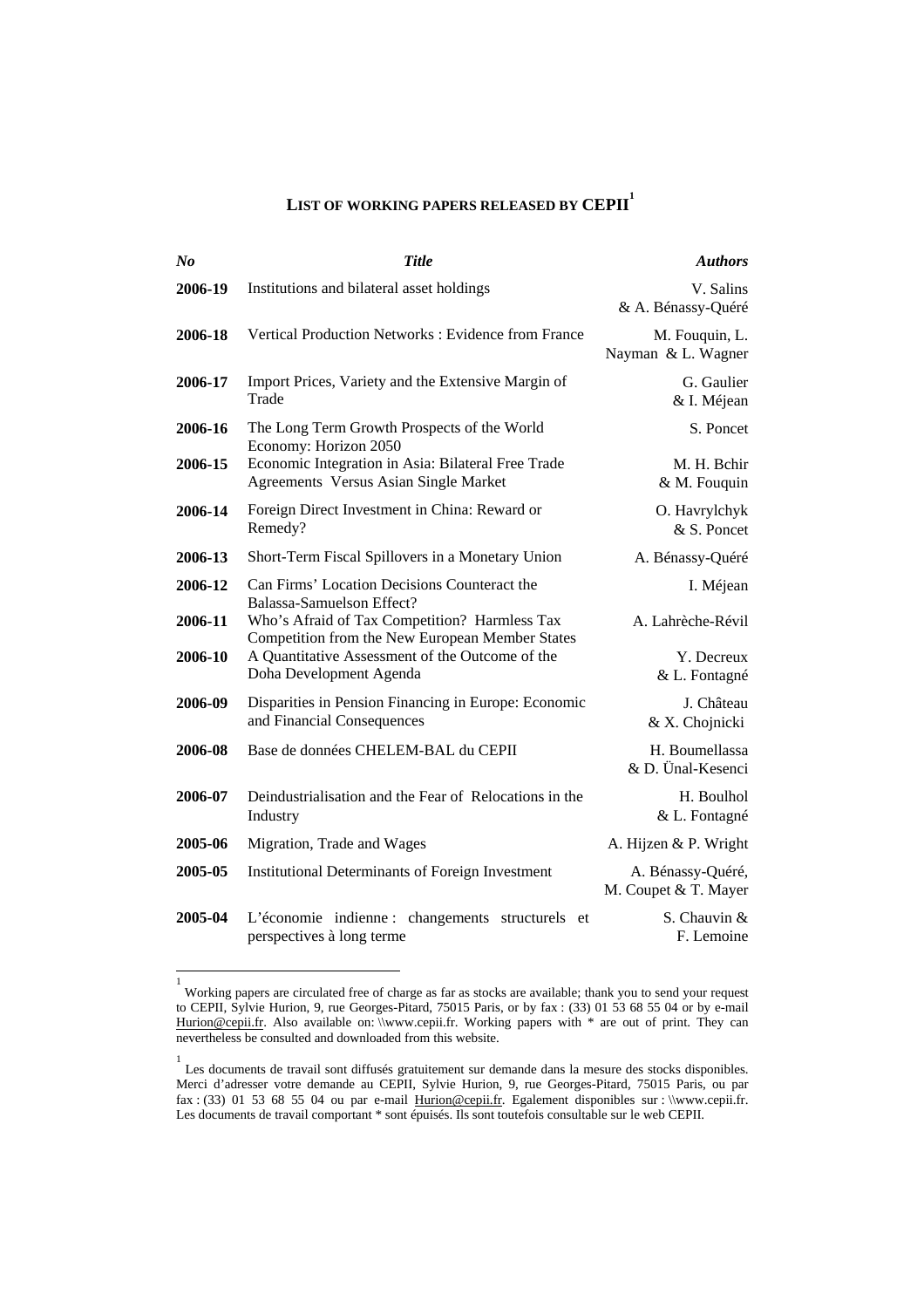## LIST OF WORKING PAPERS RELEASED BY CEPII[1]

| *No* | *Title* | *Authors* |
|---|---|---|
| **2006-19** | Institutions and bilateral asset holdings | V. Salins & A. Bénassy-Quéré |
| **2006-18** | Vertical Production Networks : Evidence from France | M. Fouquin, L. Nayman & L. Wagner |
| **2006-17** | Import Prices, Variety and the Extensive Margin of Trade | G. Gaulier & I. Méjean |
| **2006-16** | The Long Term Growth Prospects of the World Economy: Horizon 2050 | S. Poncet |
| **2006-15** | Economic Integration in Asia: Bilateral Free Trade Agreements Versus Asian Single Market | M. H. Bchir & M. Fouquin |
| **2006-14** | Foreign Direct Investment in China: Reward or Remedy? | O. Havrylchyk & S. Poncet |
| **2006-13** | Short-Term Fiscal Spillovers in a Monetary Union | A. Bénassy-Quéré |
| **2006-12** | Can Firms' Location Decisions Counteract the Balassa-Samuelson Effect? | I. Méjean |
| **2006-11** | Who's Afraid of Tax Competition? Harmless Tax Competition from the New European Member States | A. Lahrèche-Révil |
| **2006-10** | A Quantitative Assessment of the Outcome of the Doha Development Agenda | Y. Decreux & L. Fontagné |
| **2006-09** | Disparities in Pension Financing in Europe: Economic and Financial Consequences | J. Château & X. Chojnicki |
| **2006-08** | Base de données CHELEM-BAL du CEPII | H. Boumellassa & D. Ünal-Kesenci |
| **2006-07** | Deindustrialisation and the Fear of Relocations in the Industry | H. Boulhol & L. Fontagné |
| **2005-06** | Migration, Trade and Wages | A. Hijzen & P. Wright |
| **2005-05** | Institutional Determinants of Foreign Investment | A. Bénassy-Quéré, M. Coupet & T. Mayer |
| **2005-04** | L'économie indienne : changements structurels et perspectives à long terme | S. Chauvin & F. Lemoine |

[1] Working papers are circulated free of charge as far as stocks are available; thank you to send your request to CEPII, Sylvie Hurion, 9, rue Georges-Pitard, 75015 Paris, or by fax : (33) 01 53 68 55 04 or by e-mail Hurion@cepii.fr. Also available on: \\www.cepii.fr. Working papers with * are out of print. They can nevertheless be consulted and downloaded from this website.

[1] Les documents de travail sont diffusés gratuitement sur demande dans la mesure des stocks disponibles. Merci d'adresser votre demande au CEPII, Sylvie Hurion, 9, rue Georges-Pitard, 75015 Paris, ou par fax : (33) 01 53 68 55 04 ou par e-mail Hurion@cepii.fr. Egalement disponibles sur : \\www.cepii.fr. Les documents de travail comportant * sont épuisés. Ils sont toutefois consultable sur le web CEPII.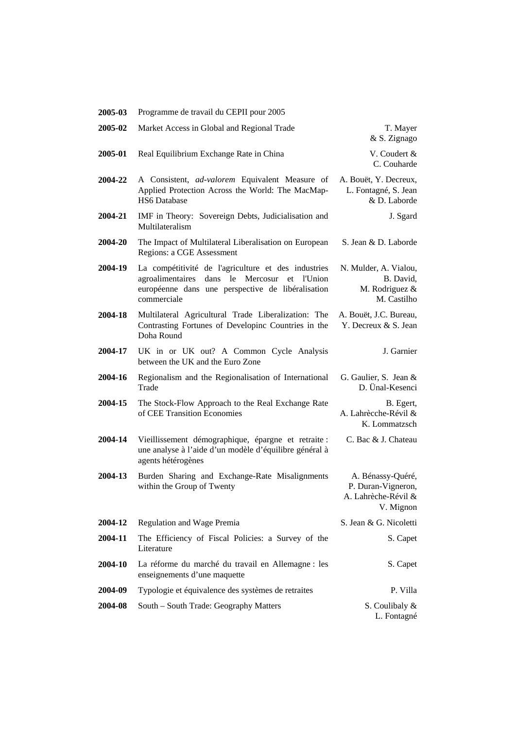| | | |
|---|---|---|
| **2005-03** | Programme de travail du CEPII pour 2005 | |
| **2005-02** | Market Access in Global and Regional Trade | T. Mayer & S. Zignago |
| **2005-01** | Real Equilibrium Exchange Rate in China | V. Coudert & C. Couharde |
| **2004-22** | A Consistent, *ad-valorem* Equivalent Measure of Applied Protection Across the World: The MacMap-HS6 Database | A. Bouët, Y. Decreux, L. Fontagné, S. Jean & D. Laborde |
| **2004-21** | IMF in Theory: Sovereign Debts, Judicialisation and Multilateralism | J. Sgard |
| **2004-20** | The Impact of Multilateral Liberalisation on European Regions: a CGE Assessment | S. Jean & D. Laborde |
| **2004-19** | La compétitivité de l'agriculture et des industries agroalimentaires dans le Mercosur et l'Union européenne dans une perspective de libéralisation commerciale | N. Mulder, A. Vialou, B. David, M. Rodriguez & M. Castilho |
| **2004-18** | Multilateral Agricultural Trade Liberalization: The Contrasting Fortunes of Developinc Countries in the Doha Round | A. Bouët, J.C. Bureau, Y. Decreux & S. Jean |
| **2004-17** | UK in or UK out? A Common Cycle Analysis between the UK and the Euro Zone | J. Garnier |
| **2004-16** | Regionalism and the Regionalisation of International Trade | G. Gaulier, S. Jean & D. Ünal-Kesenci |
| **2004-15** | The Stock-Flow Approach to the Real Exchange Rate of CEE Transition Economies | B. Egert, A. Lahrècche-Révil & K. Lommatzsch |
| **2004-14** | Vieillissement démographique, épargne et retraite : une analyse à l'aide d'un modèle d'équilibre général à agents hétérogènes | C. Bac & J. Chateau |
| **2004-13** | Burden Sharing and Exchange-Rate Misalignments within the Group of Twenty | A. Bénassy-Quéré, P. Duran-Vigneron, A. Lahrèche-Révil & V. Mignon |
| **2004-12** | Regulation and Wage Premia | S. Jean & G. Nicoletti |
| **2004-11** | The Efficiency of Fiscal Policies: a Survey of the Literature | S. Capet |
| **2004-10** | La réforme du marché du travail en Allemagne : les enseignements d'une maquette | S. Capet |
| **2004-09** | Typologie et équivalence des systèmes de retraites | P. Villa |
| **2004-08** | South – South Trade: Geography Matters | S. Coulibaly & L. Fontagné |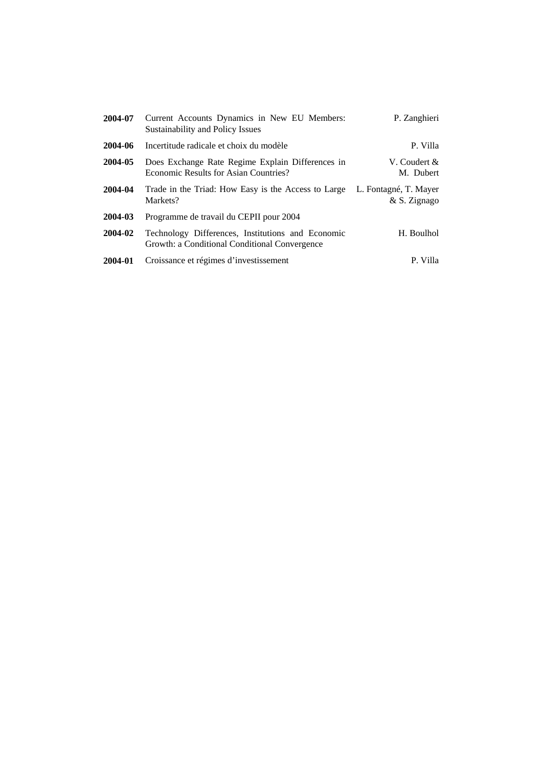| | | |
|---|---|---|
| **2004-07** | Current Accounts Dynamics in New EU Members: Sustainability and Policy Issues | P. Zanghieri |
| **2004-06** | Incertitude radicale et choix du modèle | P. Villa |
| **2004-05** | Does Exchange Rate Regime Explain Differences in Economic Results for Asian Countries? | V. Coudert & M. Dubert |
| **2004-04** | Trade in the Triad: How Easy is the Access to Large Markets? | L. Fontagné, T. Mayer & S. Zignago |
| **2004-03** | Programme de travail du CEPII pour 2004 | |
| **2004-02** | Technology Differences, Institutions and Economic Growth: a Conditional Conditional Convergence | H. Boulhol |
| **2004-01** | Croissance et régimes d'investissement | P. Villa |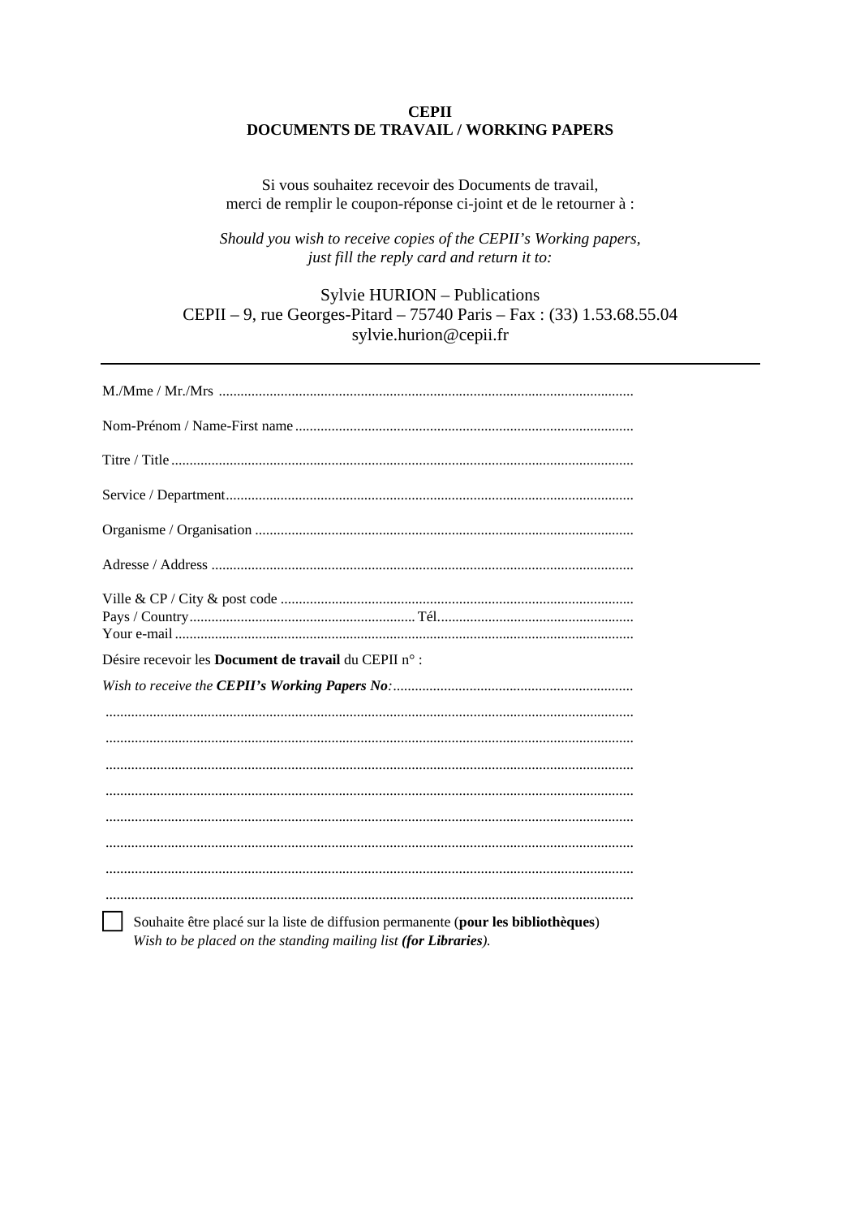**CEPII**
**DOCUMENTS DE TRAVAIL / WORKING PAPERS**

Si vous souhaitez recevoir des Documents de travail,
merci de remplir le coupon-réponse ci-joint et de le retourner à :

*Should you wish to receive copies of the CEPII's Working papers,*
*just fill the reply card and return it to:*

Sylvie HURION – Publications
CEPII – 9, rue Georges-Pitard – 75740 Paris – Fax : (33) 1.53.68.55.04
sylvie.hurion@cepii.fr

---

M./Mme / Mr./Mrs ..................................................................................................................

Nom-Prénom / Name-First name ............................................................................................

Titre / Title .................................................................................................................................

Service / Department.................................................................................................................

Organisme / Organisation .........................................................................................................

Adresse / Address ......................................................................................................................

Ville & CP / City & post code ..................................................................................................
Pays / Country.............................................................. Tél......................................................
Your e-mail ................................................................................................................................

Désire recevoir les **Document de travail** du CEPII n° :

*Wish to receive the **CEPII's Working Papers No**:*..................................................................

...................................................................................................................................................

...................................................................................................................................................

...................................................................................................................................................

...................................................................................................................................................

...................................................................................................................................................

...................................................................................................................................................

...................................................................................................................................................

...................................................................................................................................................

☐ Souhaite être placé sur la liste de diffusion permanente (**pour les bibliothèques**)
*Wish to be placed on the standing mailing list **(for Libraries)**.*